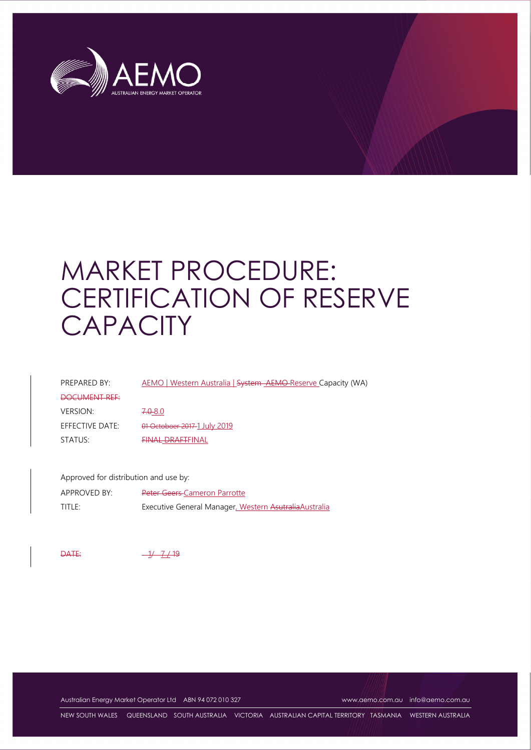# MARKET PROCEDURE: CERTIFICATION OF RESERVE CAPACITY

| | |
|---|---|
| PREPARED BY: | AEMO \| Western Australia \| ~~System AEMO~~ Reserve Capacity (WA) |
| ~~DOCUMENT REF:~~ | |
| VERSION: | ~~7.0~~ 8.0 |
| EFFECTIVE DATE: | ~~01 Octoboer 2017~~ 1 July 2019 |
| STATUS: | ~~FINAL DRAFT~~ FINAL |

Approved for distribution and use by:

| | |
|---|---|
| APPROVED BY: | ~~Peter Geers~~ Cameron Parrotte |
| TITLE: | Executive General Manager, Western ~~Asutralia~~ Australia |

~~DATE:~~ ~~1/ 7 / 19~~

Australian Energy Market Operator Ltd ABN 94 072 010 327 www.aemo.com.au info@aemo.com.au

NEW SOUTH WALES QUEENSLAND SOUTH AUSTRALIA VICTORIA AUSTRALIAN CAPITAL TERRITORY TASMANIA WESTERN AUSTRALIA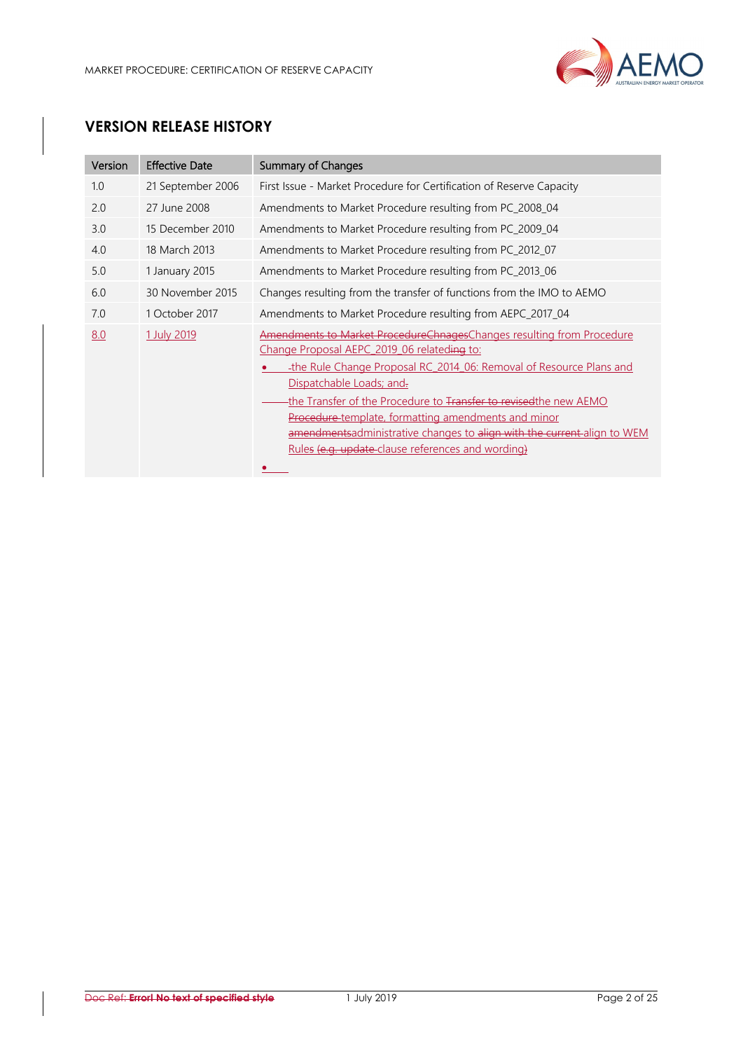## VERSION RELEASE HISTORY

| Version | Effective Date | Summary of Changes |
|---|---|---|
| 1.0 | 21 September 2006 | First Issue - Market Procedure for Certification of Reserve Capacity |
| 2.0 | 27 June 2008 | Amendments to Market Procedure resulting from PC_2008_04 |
| 3.0 | 15 December 2010 | Amendments to Market Procedure resulting from PC_2009_04 |
| 4.0 | 18 March 2013 | Amendments to Market Procedure resulting from PC_2012_07 |
| 5.0 | 1 January 2015 | Amendments to Market Procedure resulting from PC_2013_06 |
| 6.0 | 30 November 2015 | Changes resulting from the transfer of functions from the IMO to AEMO |
| 7.0 | 1 October 2017 | Amendments to Market Procedure resulting from AEPC_2017_04 |
| 8.0 | 1 July 2019 | ~~Amendments to Market ProcedureChnages~~Changes resulting from Procedure Change Proposal AEPC_2019_06 related~~ing~~ to:<br>• the Rule Change Proposal RC_2014_06: Removal of Resource Plans and Dispatchable Loads; and~~.~~<br>the Transfer of the Procedure to ~~Transfer to revised~~the new AEMO ~~Procedure~~ template, formatting amendments and minor ~~amendments~~administrative changes to ~~align with the current~~ align to WEM Rules ~~(e.g. update~~ clause references and wording~~)~~<br>• |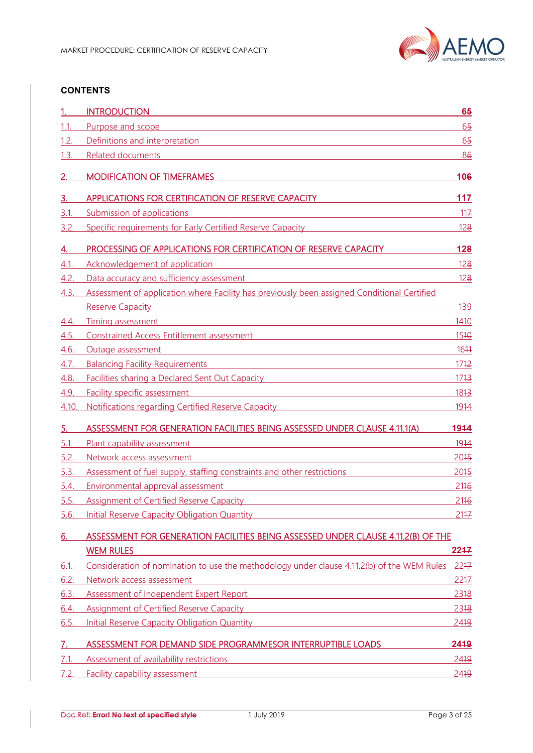**CONTENTS**

| | | |
|---|---|---|
| 1. | INTRODUCTION | 65 |
| 1.1. | Purpose and scope | 65 |
| 1.2. | Definitions and interpretation | 65 |
| 1.3. | Related documents | 86 |
| 2. | MODIFICATION OF TIMEFRAMES | 106 |
| 3. | APPLICATIONS FOR CERTIFICATION OF RESERVE CAPACITY | 117 |
| 3.1. | Submission of applications | 117 |
| 3.2. | Specific requirements for Early Certified Reserve Capacity | 128 |
| 4. | PROCESSING OF APPLICATIONS FOR CERTIFICATION OF RESERVE CAPACITY | 128 |
| 4.1. | Acknowledgement of application | 128 |
| 4.2. | Data accuracy and sufficiency assessment | 128 |
| 4.3. | Assessment of application where Facility has previously been assigned Conditional Certified Reserve Capacity | 139 |
| 4.4. | Timing assessment | 1410 |
| 4.5. | Constrained Access Entitlement assessment | 1510 |
| 4.6. | Outage assessment | 1611 |
| 4.7. | Balancing Facility Requirements | 1712 |
| 4.8. | Facilities sharing a Declared Sent Out Capacity | 1713 |
| 4.9. | Facility specific assessment | 1813 |
| 4.10. | Notifications regarding Certified Reserve Capacity | 1914 |
| 5. | ASSESSMENT FOR GENERATION FACILITIES BEING ASSESSED UNDER CLAUSE 4.11.1(A) | 1914 |
| 5.1. | Plant capability assessment | 1914 |
| 5.2. | Network access assessment | 2015 |
| 5.3. | Assessment of fuel supply, staffing constraints and other restrictions | 2015 |
| 5.4. | Environmental approval assessment | 2116 |
| 5.5. | Assignment of Certified Reserve Capacity | 2116 |
| 5.6. | Initial Reserve Capacity Obligation Quantity | 2117 |
| 6. | ASSESSMENT FOR GENERATION FACILITIES BEING ASSESSED UNDER CLAUSE 4.11.2(B) OF THE WEM RULES | 2217 |
| 6.1. | Consideration of nomination to use the methodology under clause 4.11.2(b) of the WEM Rules | 2217 |
| 6.2. | Network access assessment | 2217 |
| 6.3. | Assessment of Independent Expert Report | 2318 |
| 6.4. | Assignment of Certified Reserve Capacity | 2318 |
| 6.5. | Initial Reserve Capacity Obligation Quantity | 2419 |
| 7. | ASSESSMENT FOR DEMAND SIDE PROGRAMMESOR INTERRUPTIBLE LOADS | 2419 |
| 7.1. | Assessment of availability restrictions | 2419 |
| 7.2. | Facility capability assessment | 2419 |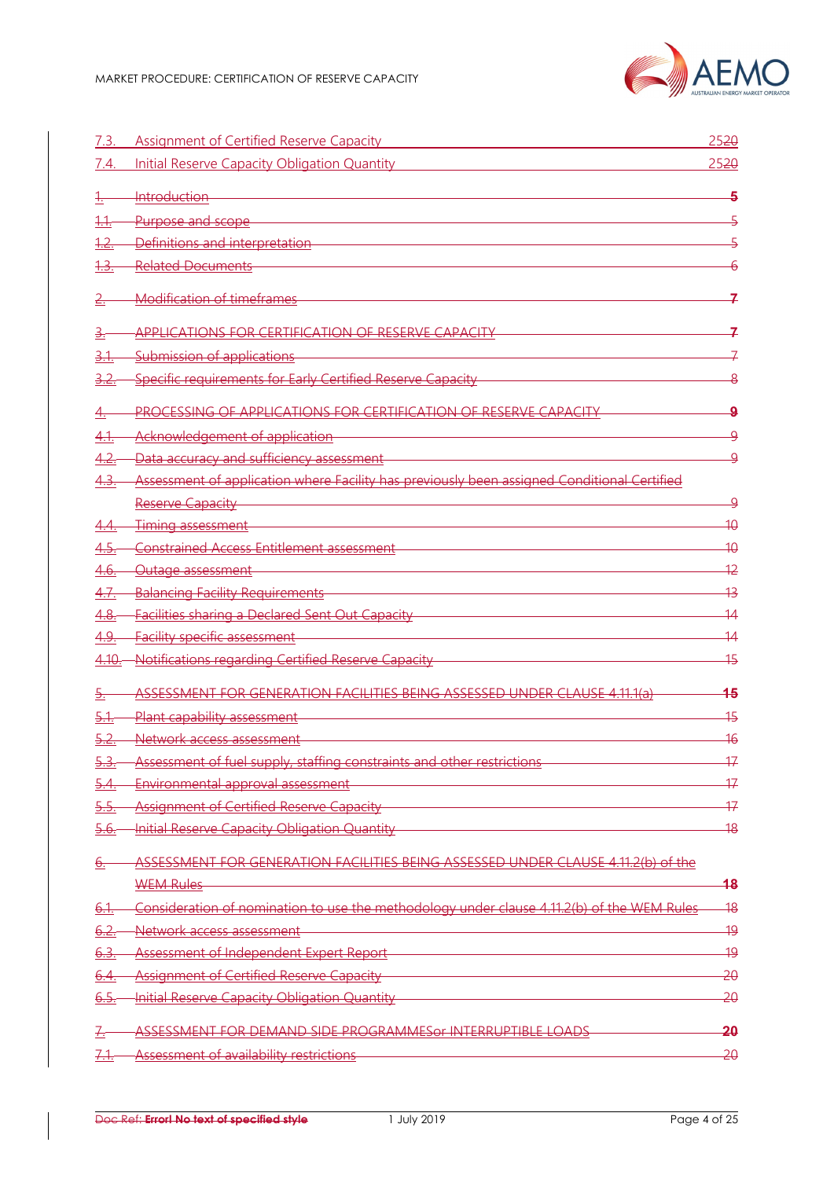| | | |
|---|---|---|
| 7.3. | Assignment of Certified Reserve Capacity | 2520 |
| 7.4. | Initial Reserve Capacity Obligation Quantity | 2520 |
| 1. | Introduction | 5 |
| 1.1. | Purpose and scope | 5 |
| 1.2. | Definitions and interpretation | 5 |
| 1.3. | Related Documents | 6 |
| 2. | Modification of timeframes | 7 |
| 3. | APPLICATIONS FOR CERTIFICATION OF RESERVE CAPACITY | 7 |
| 3.1. | Submission of applications | 7 |
| 3.2. | Specific requirements for Early Certified Reserve Capacity | 8 |
| 4. | PROCESSING OF APPLICATIONS FOR CERTIFICATION OF RESERVE CAPACITY | 9 |
| 4.1. | Acknowledgement of application | 9 |
| 4.2. | Data accuracy and sufficiency assessment | 9 |
| 4.3. | Assessment of application where Facility has previously been assigned Conditional Certified Reserve Capacity | 9 |
| 4.4. | Timing assessment | 10 |
| 4.5. | Constrained Access Entitlement assessment | 10 |
| 4.6. | Outage assessment | 12 |
| 4.7. | Balancing Facility Requirements | 13 |
| 4.8. | Facilities sharing a Declared Sent Out Capacity | 14 |
| 4.9. | Facility specific assessment | 14 |
| 4.10. | Notifications regarding Certified Reserve Capacity | 15 |
| 5. | ASSESSMENT FOR GENERATION FACILITIES BEING ASSESSED UNDER CLAUSE 4.11.1(a) | 15 |
| 5.1. | Plant capability assessment | 15 |
| 5.2. | Network access assessment | 16 |
| 5.3. | Assessment of fuel supply, staffing constraints and other restrictions | 17 |
| 5.4. | Environmental approval assessment | 17 |
| 5.5. | Assignment of Certified Reserve Capacity | 17 |
| 5.6. | Initial Reserve Capacity Obligation Quantity | 18 |
| 6. | ASSESSMENT FOR GENERATION FACILITIES BEING ASSESSED UNDER CLAUSE 4.11.2(b) of the WEM Rules | 18 |
| 6.1. | Consideration of nomination to use the methodology under clause 4.11.2(b) of the WEM Rules | 18 |
| 6.2. | Network access assessment | 19 |
| 6.3. | Assessment of Independent Expert Report | 19 |
| 6.4. | Assignment of Certified Reserve Capacity | 20 |
| 6.5. | Initial Reserve Capacity Obligation Quantity | 20 |
| 7. | ASSESSMENT FOR DEMAND SIDE PROGRAMMESor INTERRUPTIBLE LOADS | 20 |
| 7.1. | Assessment of availability restrictions | 20 |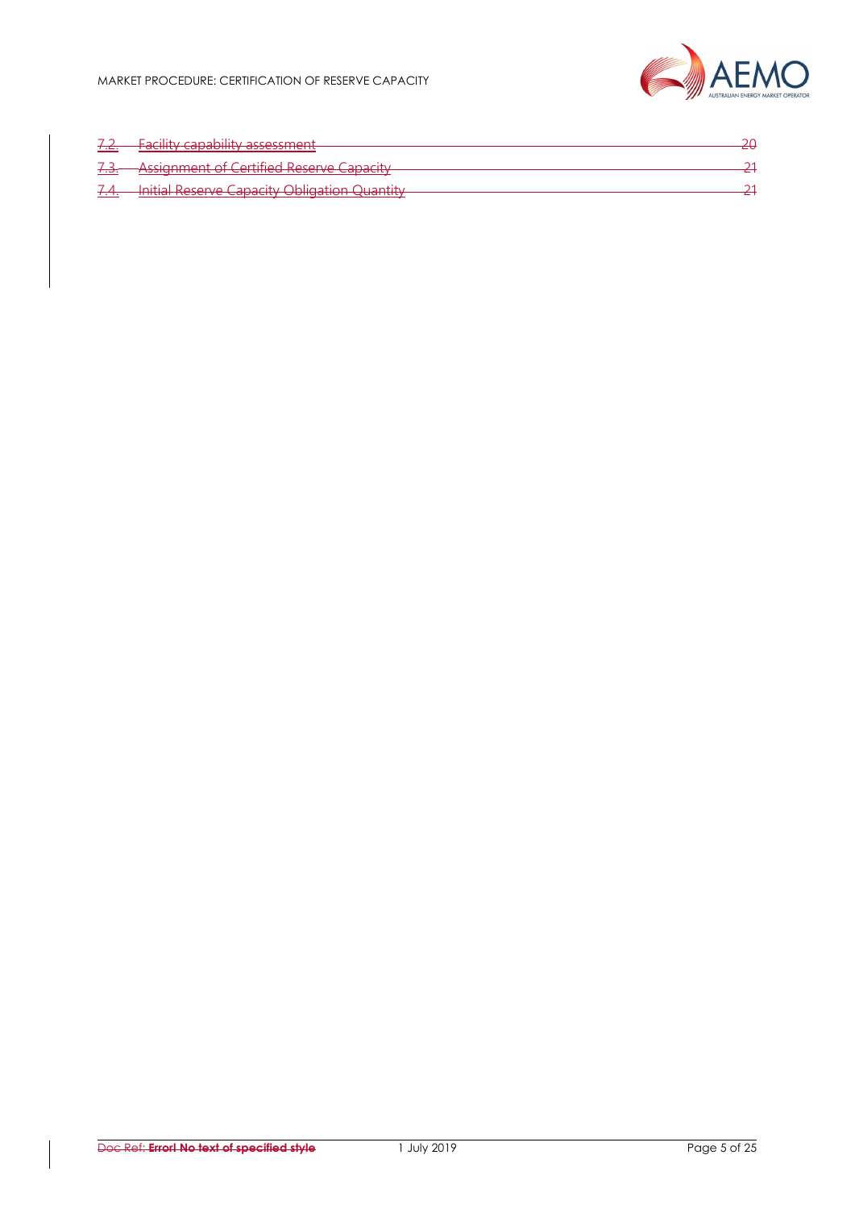~~7.2. Facility capability assessment 20~~

~~7.3. Assignment of Certified Reserve Capacity 21~~

~~7.4. Initial Reserve Capacity Obligation Quantity 21~~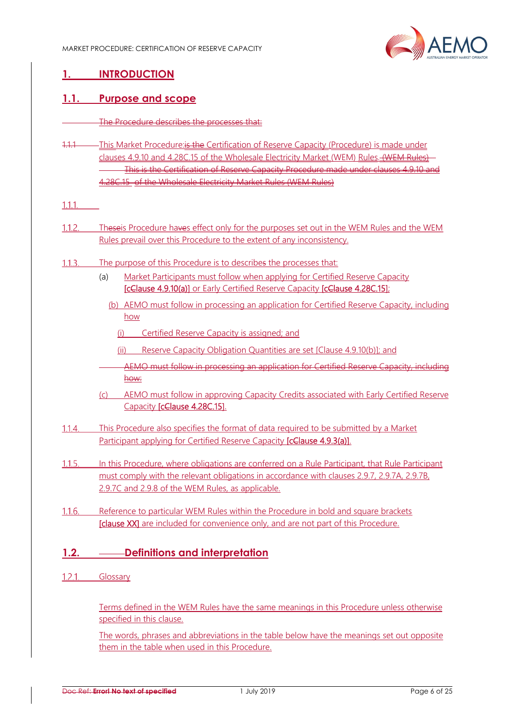# 1. INTRODUCTION

## 1.1. Purpose and scope

1.1.1. This Market Procedure: Certification of Reserve Capacity (Procedure) is made under clauses 4.9.10 and 4.28C.15 of the Wholesale Electricity Market (WEM) Rules.

1.1.2. This Procedure has effect only for the purposes set out in the WEM Rules and the WEM Rules prevail over this Procedure to the extent of any inconsistency.

1.1.3. The purpose of this Procedure is to describe the processes that:

(a) Market Participants must follow when applying for Certified Reserve Capacity **[Clause 4.9.10(a)]** or Early Certified Reserve Capacity **[Clause 4.28C.15]**;

(b) AEMO must follow in processing an application for Certified Reserve Capacity, including how

(i) Certified Reserve Capacity is assigned; and

(ii) Reserve Capacity Obligation Quantities are set [Clause 4.9.10(b)]; and

(c) AEMO must follow in approving Capacity Credits associated with Early Certified Reserve Capacity **[Clause 4.28C.15]**.

1.1.4. This Procedure also specifies the format of data required to be submitted by a Market Participant applying for Certified Reserve Capacity **[Clause 4.9.3(a)]**.

1.1.5. In this Procedure, where obligations are conferred on a Rule Participant, that Rule Participant must comply with the relevant obligations in accordance with clauses 2.9.7, 2.9.7A, 2.9.7B, 2.9.7C and 2.9.8 of the WEM Rules, as applicable.

1.1.6. Reference to particular WEM Rules within the Procedure in bold and square brackets **[clause XX]** are included for convenience only, and are not part of this Procedure.

## 1.2. Definitions and interpretation

### 1.2.1. Glossary

Terms defined in the WEM Rules have the same meanings in this Procedure unless otherwise specified in this clause.

The words, phrases and abbreviations in the table below have the meanings set out opposite them in the table when used in this Procedure.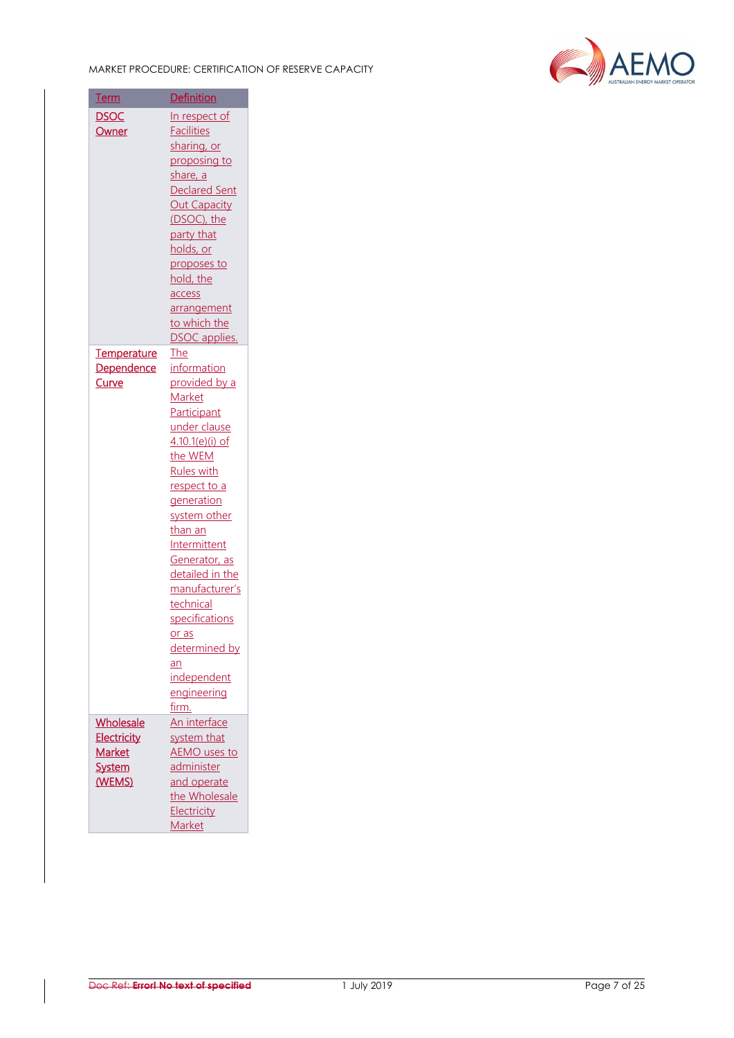| Term | Definition |
|---|---|
| DSOC Owner | In respect of Facilities sharing, or proposing to share, a Declared Sent Out Capacity (DSOC), the party that holds, or proposes to hold, the access arrangement to which the DSOC applies. |
| Temperature Dependence Curve | The information provided by a Market Participant under clause 4.10.1(e)(i) of the WEM Rules with respect to a generation system other than an Intermittent Generator, as detailed in the manufacturer's technical specifications or as determined by an independent engineering firm. |
| Wholesale Electricity Market System (WEMS) | An interface system that AEMO uses to administer and operate the Wholesale Electricity Market |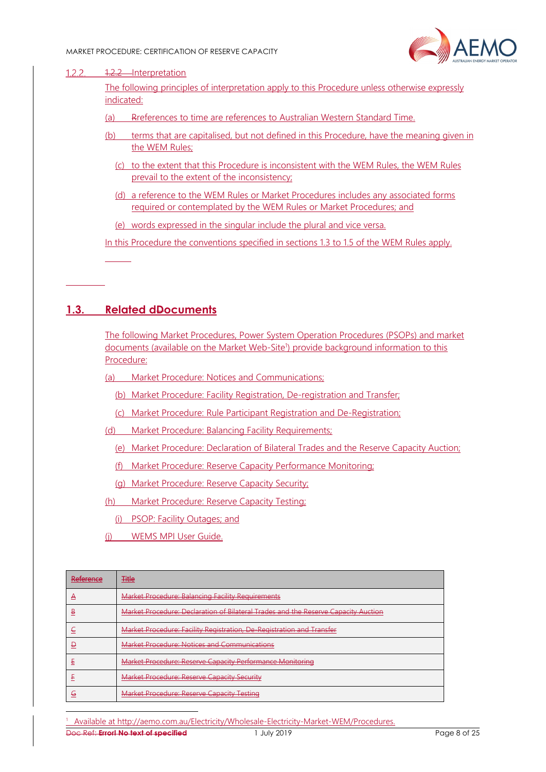### 1.2.2. Interpretation

The following principles of interpretation apply to this Procedure unless otherwise expressly indicated:

(a) References to time are references to Australian Western Standard Time.

(b) terms that are capitalised, but not defined in this Procedure, have the meaning given in the WEM Rules;

(c) to the extent that this Procedure is inconsistent with the WEM Rules, the WEM Rules prevail to the extent of the inconsistency;

(d) a reference to the WEM Rules or Market Procedures includes any associated forms required or contemplated by the WEM Rules or Market Procedures; and

(e) words expressed in the singular include the plural and vice versa.

In this Procedure the conventions specified in sections 1.3 to 1.5 of the WEM Rules apply.

## 1.3. Related Documents

The following Market Procedures, Power System Operation Procedures (PSOPs) and market documents (available on the Market Web-Site[1]) provide background information to this Procedure:

(a) Market Procedure: Notices and Communications;

(b) Market Procedure: Facility Registration, De-registration and Transfer;

(c) Market Procedure: Rule Participant Registration and De-Registration;

(d) Market Procedure: Balancing Facility Requirements;

(e) Market Procedure: Declaration of Bilateral Trades and the Reserve Capacity Auction;

(f) Market Procedure: Reserve Capacity Performance Monitoring;

(g) Market Procedure: Reserve Capacity Security;

(h) Market Procedure: Reserve Capacity Testing;

(i) PSOP: Facility Outages; and

(j) WEMS MPI User Guide.

| Reference | Title |
|---|---|
| A | Market Procedure: Balancing Facility Requirements |
| B | Market Procedure: Declaration of Bilateral Trades and the Reserve Capacity Auction |
| C | Market Procedure: Facility Registration, De-Registration and Transfer |
| D | Market Procedure: Notices and Communications |
| E | Market Procedure: Reserve Capacity Performance Monitoring |
| F | Market Procedure: Reserve Capacity Security |
| G | Market Procedure: Reserve Capacity Testing |

[1] Available at http://aemo.com.au/Electricity/Wholesale-Electricity-Market-WEM/Procedures.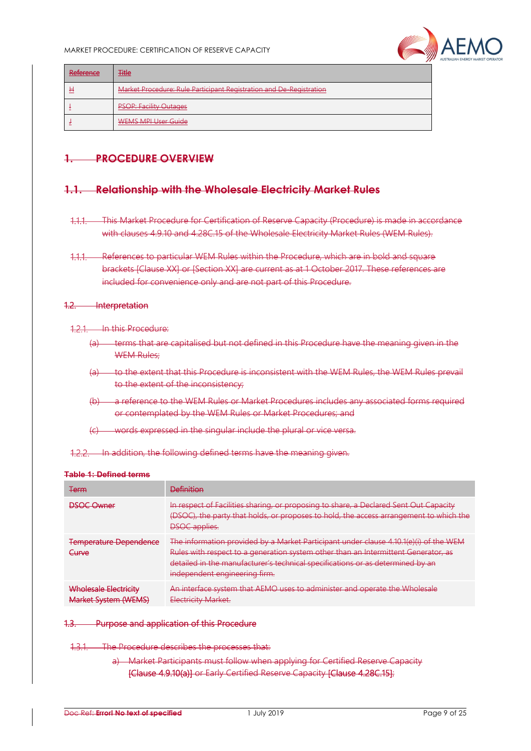| Reference | Title |
|---|---|
| H | Market Procedure: Rule Participant Registration and De-Registration |
| I | PSOP: Facility Outages |
| J | WEMS MPI User Guide |

# 1. PROCEDURE OVERVIEW

## 1.1. Relationship with the Wholesale Electricity Market Rules

1.1.1. This Market Procedure for Certification of Reserve Capacity (Procedure) is made in accordance with clauses 4.9.10 and 4.28C.15 of the Wholesale Electricity Market Rules (WEM Rules).

1.1.1. References to particular WEM Rules within the Procedure, which are in bold and square brackets [Clause XX] or [Section XX] are current as at 1 October 2017. These references are included for convenience only and are not part of this Procedure.

### 1.2. Interpretation

1.2.1. In this Procedure:

(a) terms that are capitalised but not defined in this Procedure have the meaning given in the WEM Rules;

(a) to the extent that this Procedure is inconsistent with the WEM Rules, the WEM Rules prevail to the extent of the inconsistency;

(b) a reference to the WEM Rules or Market Procedures includes any associated forms required or contemplated by the WEM Rules or Market Procedures; and

(c) words expressed in the singular include the plural or vice versa.

1.2.2. In addition, the following defined terms have the meaning given.

**Table 1: Defined terms**

| Term | Definition |
|---|---|
| DSOC Owner | In respect of Facilities sharing, or proposing to share, a Declared Sent Out Capacity (DSOC), the party that holds, or proposes to hold, the access arrangement to which the DSOC applies. |
| Temperature Dependence Curve | The information provided by a Market Participant under clause 4.10.1(e)(i) of the WEM Rules with respect to a generation system other than an Intermittent Generator, as detailed in the manufacturer's technical specifications or as determined by an independent engineering firm. |
| Wholesale Electricity Market System (WEMS) | An interface system that AEMO uses to administer and operate the Wholesale Electricity Market. |

### 1.3. Purpose and application of this Procedure

1.3.1. The Procedure describes the processes that:

a) Market Participants must follow when applying for Certified Reserve Capacity **[Clause 4.9.10(a)]** or Early Certified Reserve Capacity **[Clause 4.28C.15]**;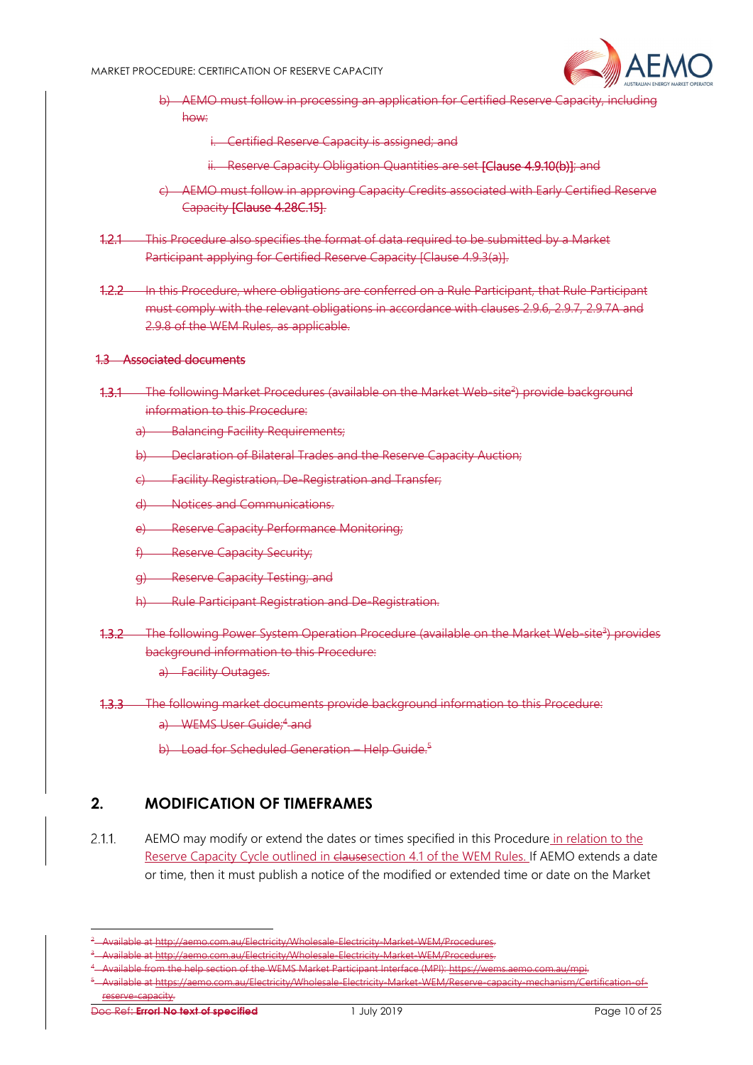b) AEMO must follow in processing an application for Certified Reserve Capacity, including how:

i. Certified Reserve Capacity is assigned; and

ii. Reserve Capacity Obligation Quantities are set [Clause 4.9.10(b)]; and

c) AEMO must follow in approving Capacity Credits associated with Early Certified Reserve Capacity [Clause 4.28C.15].

1.2.1 This Procedure also specifies the format of data required to be submitted by a Market Participant applying for Certified Reserve Capacity [Clause 4.9.3(a)].

1.2.2 In this Procedure, where obligations are conferred on a Rule Participant, that Rule Participant must comply with the relevant obligations in accordance with clauses 2.9.6, 2.9.7, 2.9.7A and 2.9.8 of the WEM Rules, as applicable.

### 1.3 Associated documents

1.3.1 The following Market Procedures (available on the Market Web-site[2]) provide background information to this Procedure:

a) Balancing Facility Requirements;

b) Declaration of Bilateral Trades and the Reserve Capacity Auction;

c) Facility Registration, De-Registration and Transfer;

d) Notices and Communications.

e) Reserve Capacity Performance Monitoring;

f) Reserve Capacity Security;

g) Reserve Capacity Testing; and

h) Rule Participant Registration and De-Registration.

1.3.2 The following Power System Operation Procedure (available on the Market Web-site[3]) provides background information to this Procedure:

a) Facility Outages.

1.3.3 The following market documents provide background information to this Procedure:

a) WEMS User Guide;[4] and

b) Load for Scheduled Generation – Help Guide.[5]

## 2. MODIFICATION OF TIMEFRAMES

2.1.1. AEMO may modify or extend the dates or times specified in this Procedure in relation to the Reserve Capacity Cycle outlined in clausesection 4.1 of the WEM Rules. If AEMO extends a date or time, then it must publish a notice of the modified or extended time or date on the Market

---

[2] Available at http://aemo.com.au/Electricity/Wholesale-Electricity-Market-WEM/Procedures.

[3] Available at http://aemo.com.au/Electricity/Wholesale-Electricity-Market-WEM/Procedures.

[4] Available from the help section of the WEMS Market Participant Interface (MPI): https://wems.aemo.com.au/mpi.

[5] Available at https://aemo.com.au/Electricity/Wholesale-Electricity-Market-WEM/Reserve-capacity-mechanism/Certification-of-reserve-capacity.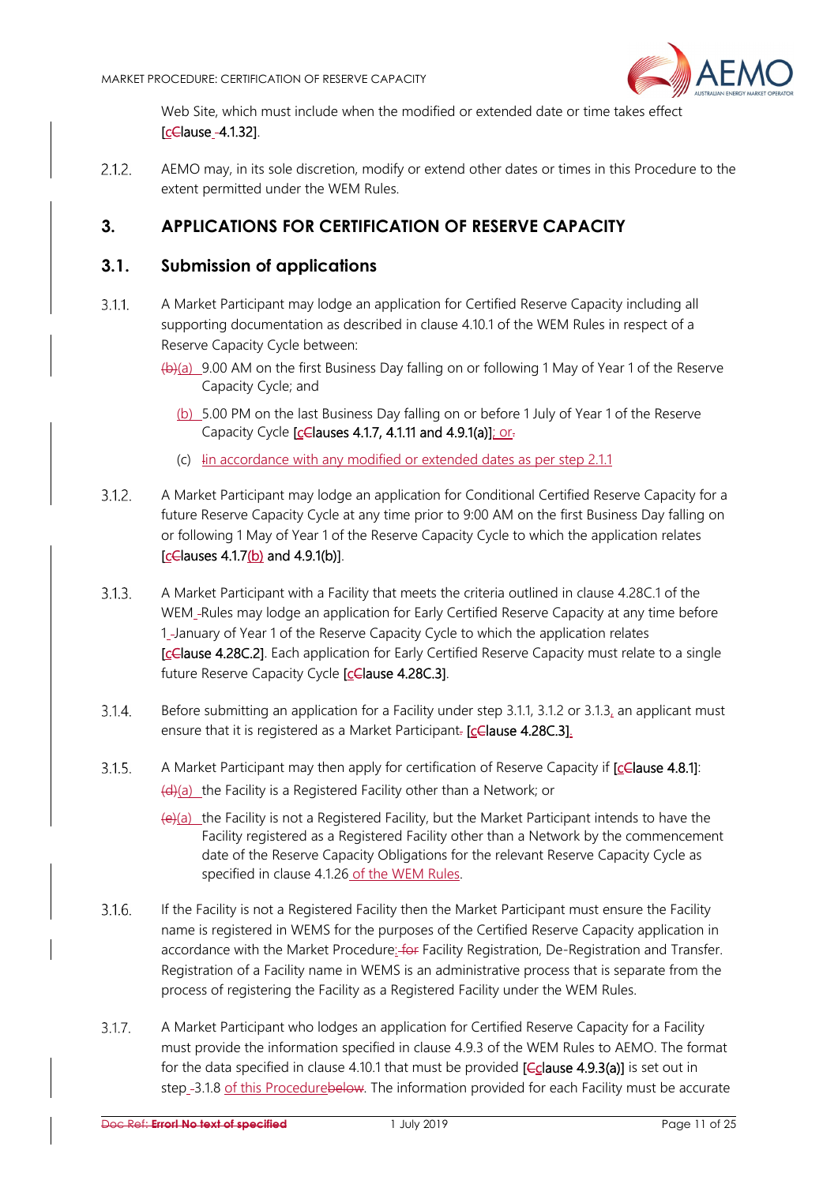Web Site, which must include when the modified or extended date or time takes effect [cClause -4.1.32].

2.1.2. AEMO may, in its sole discretion, modify or extend other dates or times in this Procedure to the extent permitted under the WEM Rules.

## 3. APPLICATIONS FOR CERTIFICATION OF RESERVE CAPACITY

### 3.1. Submission of applications

3.1.1. A Market Participant may lodge an application for Certified Reserve Capacity including all supporting documentation as described in clause 4.10.1 of the WEM Rules in respect of a Reserve Capacity Cycle between:

(b)(a) 9.00 AM on the first Business Day falling on or following 1 May of Year 1 of the Reserve Capacity Cycle; and

(b) 5.00 PM on the last Business Day falling on or before 1 July of Year 1 of the Reserve Capacity Cycle [cClauses 4.1.7, 4.1.11 and 4.9.1(a)]; or.

(c) Iin accordance with any modified or extended dates as per step 2.1.1

3.1.2. A Market Participant may lodge an application for Conditional Certified Reserve Capacity for a future Reserve Capacity Cycle at any time prior to 9:00 AM on the first Business Day falling on or following 1 May of Year 1 of the Reserve Capacity Cycle to which the application relates [cClauses 4.1.7(b) and 4.9.1(b)].

3.1.3. A Market Participant with a Facility that meets the criteria outlined in clause 4.28C.1 of the WEM -Rules may lodge an application for Early Certified Reserve Capacity at any time before 1 -January of Year 1 of the Reserve Capacity Cycle to which the application relates [cClause 4.28C.2]. Each application for Early Certified Reserve Capacity must relate to a single future Reserve Capacity Cycle [cClause 4.28C.3].

3.1.4. Before submitting an application for a Facility under step 3.1.1, 3.1.2 or 3.1.3, an applicant must ensure that it is registered as a Market Participant. [cClause 4.28C.3].

3.1.5. A Market Participant may then apply for certification of Reserve Capacity if [cClause 4.8.1]:

(d)(a) the Facility is a Registered Facility other than a Network; or

(e)(a) the Facility is not a Registered Facility, but the Market Participant intends to have the Facility registered as a Registered Facility other than a Network by the commencement date of the Reserve Capacity Obligations for the relevant Reserve Capacity Cycle as specified in clause 4.1.26 of the WEM Rules.

3.1.6. If the Facility is not a Registered Facility then the Market Participant must ensure the Facility name is registered in WEMS for the purposes of the Certified Reserve Capacity application in accordance with the Market Procedure: for Facility Registration, De-Registration and Transfer. Registration of a Facility name in WEMS is an administrative process that is separate from the process of registering the Facility as a Registered Facility under the WEM Rules.

3.1.7. A Market Participant who lodges an application for Certified Reserve Capacity for a Facility must provide the information specified in clause 4.9.3 of the WEM Rules to AEMO. The format for the data specified in clause 4.10.1 that must be provided [Cclause 4.9.3(a)] is set out in step -3.1.8 of this Procedurebelow. The information provided for each Facility must be accurate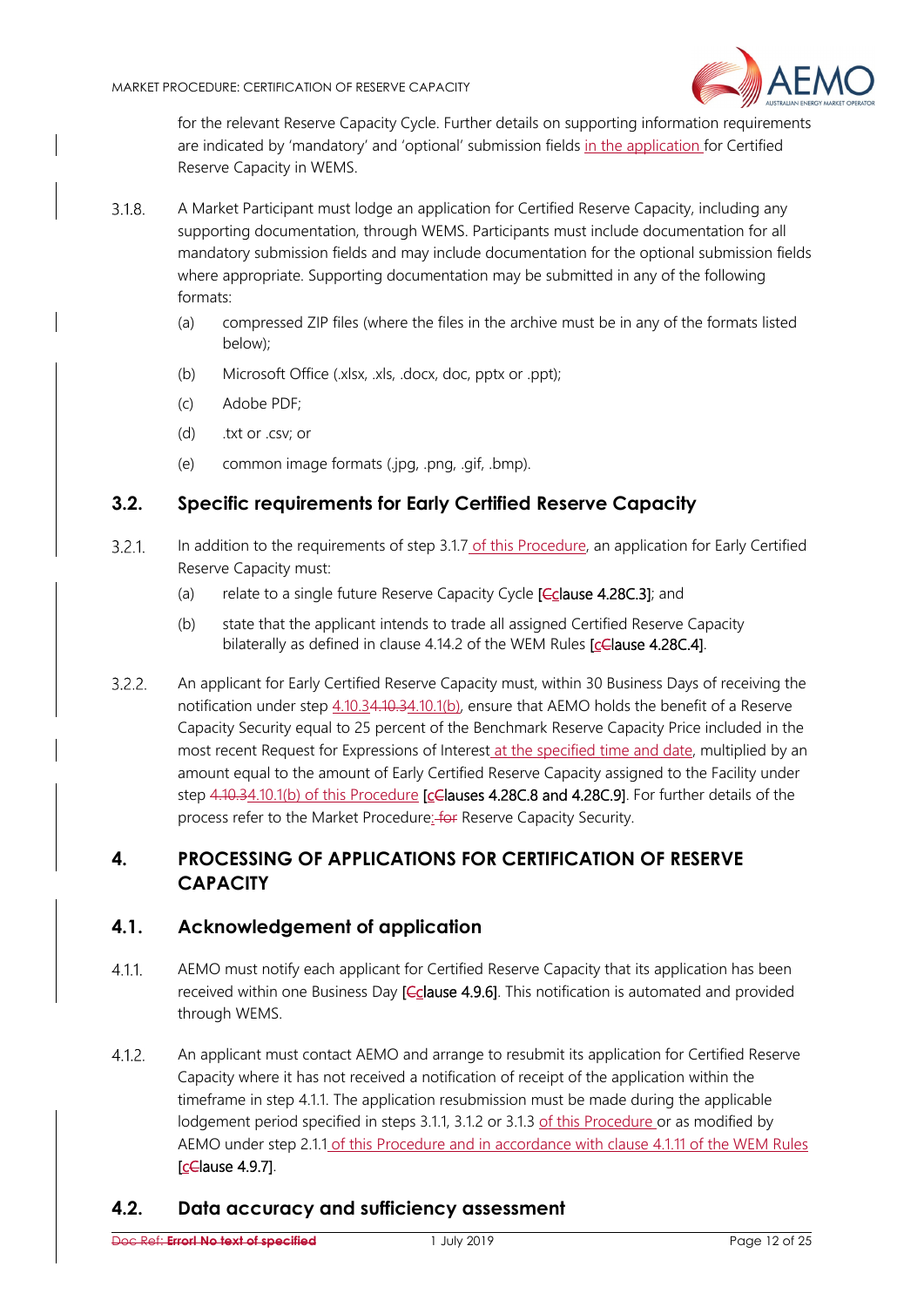for the relevant Reserve Capacity Cycle. Further details on supporting information requirements are indicated by 'mandatory' and 'optional' submission fields in the application for Certified Reserve Capacity in WEMS.

3.1.8. A Market Participant must lodge an application for Certified Reserve Capacity, including any supporting documentation, through WEMS. Participants must include documentation for all mandatory submission fields and may include documentation for the optional submission fields where appropriate. Supporting documentation may be submitted in any of the following formats:

(a) compressed ZIP files (where the files in the archive must be in any of the formats listed below);

(b) Microsoft Office (.xlsx, .xls, .docx, doc, pptx or .ppt);

(c) Adobe PDF;

(d) .txt or .csv; or

(e) common image formats (.jpg, .png, .gif, .bmp).

## 3.2. Specific requirements for Early Certified Reserve Capacity

3.2.1. In addition to the requirements of step 3.1.7 of this Procedure, an application for Early Certified Reserve Capacity must:

(a) relate to a single future Reserve Capacity Cycle [clause 4.28C.3]; and

(b) state that the applicant intends to trade all assigned Certified Reserve Capacity bilaterally as defined in clause 4.14.2 of the WEM Rules [clause 4.28C.4].

3.2.2. An applicant for Early Certified Reserve Capacity must, within 30 Business Days of receiving the notification under step 4.10.1(b), ensure that AEMO holds the benefit of a Reserve Capacity Security equal to 25 percent of the Benchmark Reserve Capacity Price included in the most recent Request for Expressions of Interest at the specified time and date, multiplied by an amount equal to the amount of Early Certified Reserve Capacity assigned to the Facility under step 4.10.1(b) of this Procedure [clauses 4.28C.8 and 4.28C.9]. For further details of the process refer to the Market Procedure: Reserve Capacity Security.

# 4. PROCESSING OF APPLICATIONS FOR CERTIFICATION OF RESERVE CAPACITY

## 4.1. Acknowledgement of application

4.1.1. AEMO must notify each applicant for Certified Reserve Capacity that its application has been received within one Business Day [clause 4.9.6]. This notification is automated and provided through WEMS.

4.1.2. An applicant must contact AEMO and arrange to resubmit its application for Certified Reserve Capacity where it has not received a notification of receipt of the application within the timeframe in step 4.1.1. The application resubmission must be made during the applicable lodgement period specified in steps 3.1.1, 3.1.2 or 3.1.3 of this Procedure or as modified by AEMO under step 2.1.1 of this Procedure and in accordance with clause 4.1.11 of the WEM Rules [clause 4.9.7].

## 4.2. Data accuracy and sufficiency assessment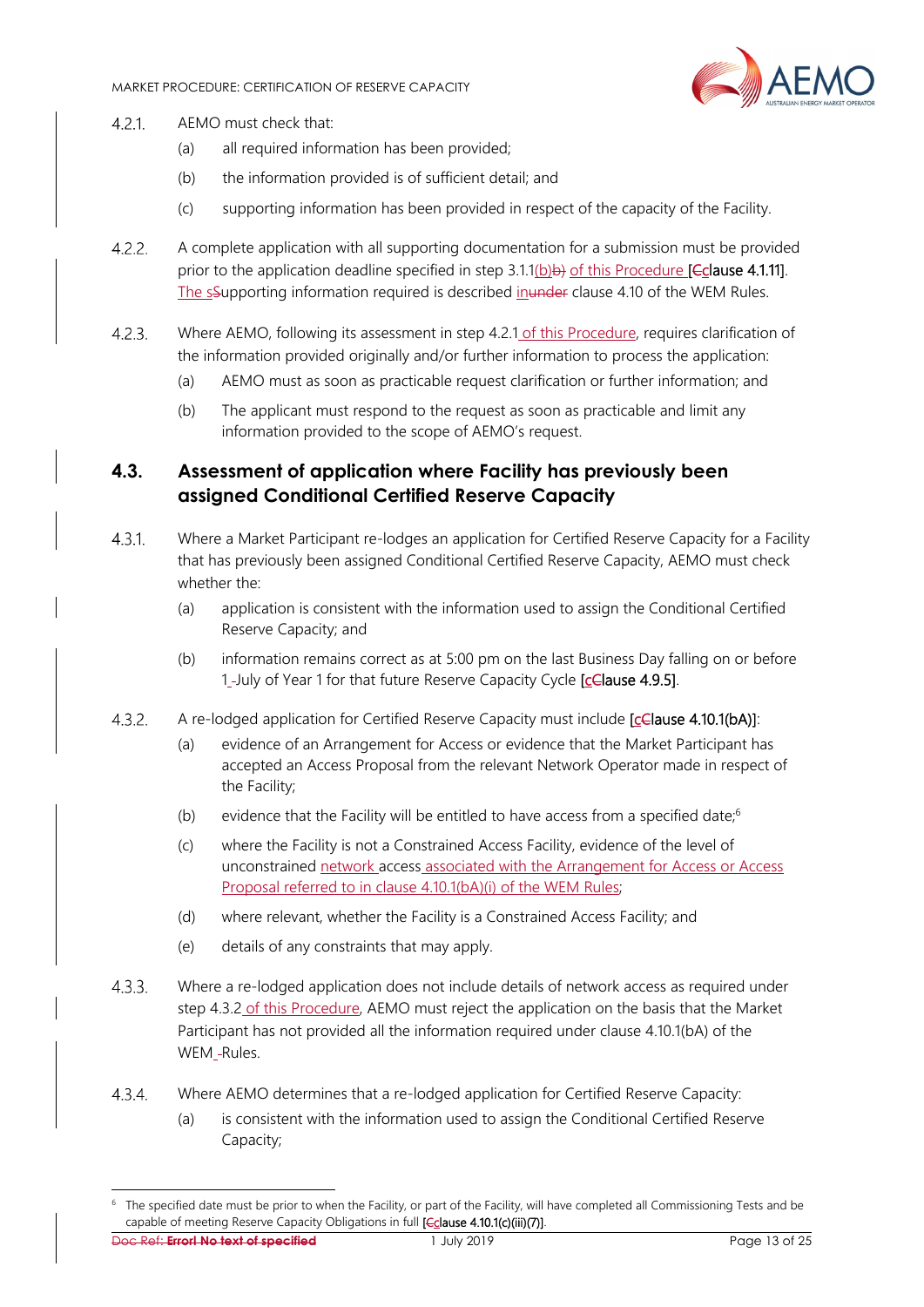4.2.1. AEMO must check that:

(a) all required information has been provided;

(b) the information provided is of sufficient detail; and

(c) supporting information has been provided in respect of the capacity of the Facility.

4.2.2. A complete application with all supporting documentation for a submission must be provided prior to the application deadline specified in step 3.1.1(b) of this Procedure [clause 4.1.11]. The supporting information required is described in clause 4.10 of the WEM Rules.

4.2.3. Where AEMO, following its assessment in step 4.2.1 of this Procedure, requires clarification of the information provided originally and/or further information to process the application:

(a) AEMO must as soon as practicable request clarification or further information; and

(b) The applicant must respond to the request as soon as practicable and limit any information provided to the scope of AEMO's request.

## 4.3. Assessment of application where Facility has previously been assigned Conditional Certified Reserve Capacity

4.3.1. Where a Market Participant re-lodges an application for Certified Reserve Capacity for a Facility that has previously been assigned Conditional Certified Reserve Capacity, AEMO must check whether the:

(a) application is consistent with the information used to assign the Conditional Certified Reserve Capacity; and

(b) information remains correct as at 5:00 pm on the last Business Day falling on or before 1 July of Year 1 for that future Reserve Capacity Cycle [clause 4.9.5].

4.3.2. A re-lodged application for Certified Reserve Capacity must include [clause 4.10.1(bA)]:

(a) evidence of an Arrangement for Access or evidence that the Market Participant has accepted an Access Proposal from the relevant Network Operator made in respect of the Facility;

(b) evidence that the Facility will be entitled to have access from a specified date;[6]

(c) where the Facility is not a Constrained Access Facility, evidence of the level of unconstrained network access associated with the Arrangement for Access or Access Proposal referred to in clause 4.10.1(bA)(i) of the WEM Rules;

(d) where relevant, whether the Facility is a Constrained Access Facility; and

(e) details of any constraints that may apply.

4.3.3. Where a re-lodged application does not include details of network access as required under step 4.3.2 of this Procedure, AEMO must reject the application on the basis that the Market Participant has not provided all the information required under clause 4.10.1(bA) of the WEM Rules.

4.3.4. Where AEMO determines that a re-lodged application for Certified Reserve Capacity:

(a) is consistent with the information used to assign the Conditional Certified Reserve Capacity;

---

[6] The specified date must be prior to when the Facility, or part of the Facility, will have completed all Commissioning Tests and be capable of meeting Reserve Capacity Obligations in full [clause 4.10.1(c)(iii)(7)].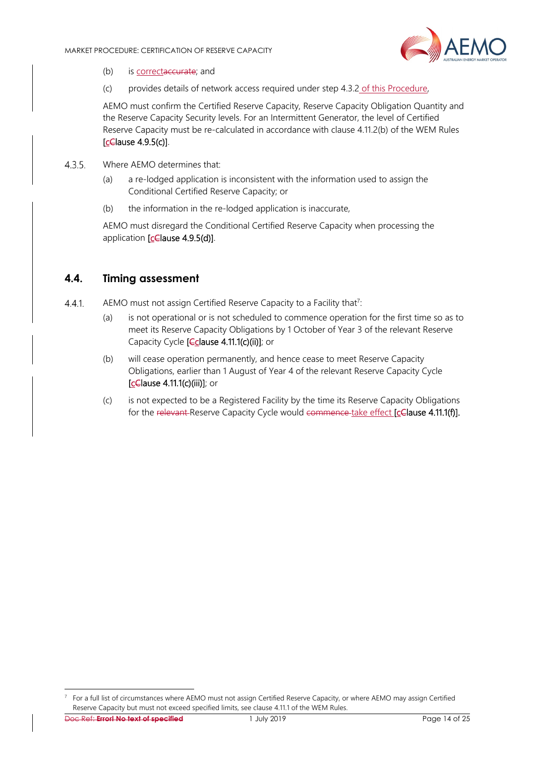(b) is correct~~accurate~~; and

(c) provides details of network access required under step 4.3.2 of this Procedure,

AEMO must confirm the Certified Reserve Capacity, Reserve Capacity Obligation Quantity and the Reserve Capacity Security levels. For an Intermittent Generator, the level of Certified Reserve Capacity must be re-calculated in accordance with clause 4.11.2(b) of the WEM Rules [c~~C~~lause 4.9.5(c)].

4.3.5. Where AEMO determines that:

(a) a re-lodged application is inconsistent with the information used to assign the Conditional Certified Reserve Capacity; or

(b) the information in the re-lodged application is inaccurate,

AEMO must disregard the Conditional Certified Reserve Capacity when processing the application [c~~C~~lause 4.9.5(d)].

## 4.4. Timing assessment

4.4.1. AEMO must not assign Certified Reserve Capacity to a Facility that[7]:

(a) is not operational or is not scheduled to commence operation for the first time so as to meet its Reserve Capacity Obligations by 1 October of Year 3 of the relevant Reserve Capacity Cycle [~~C~~clause 4.11.1(c)(ii)]; or

(b) will cease operation permanently, and hence cease to meet Reserve Capacity Obligations, earlier than 1 August of Year 4 of the relevant Reserve Capacity Cycle [c~~C~~lause 4.11.1(c)(iii)]; or

(c) is not expected to be a Registered Facility by the time its Reserve Capacity Obligations for the ~~relevant~~ Reserve Capacity Cycle would ~~commence~~ take effect [c~~C~~lause 4.11.1(f)].

---

[7] For a full list of circumstances where AEMO must not assign Certified Reserve Capacity, or where AEMO may assign Certified Reserve Capacity but must not exceed specified limits, see clause 4.11.1 of the WEM Rules.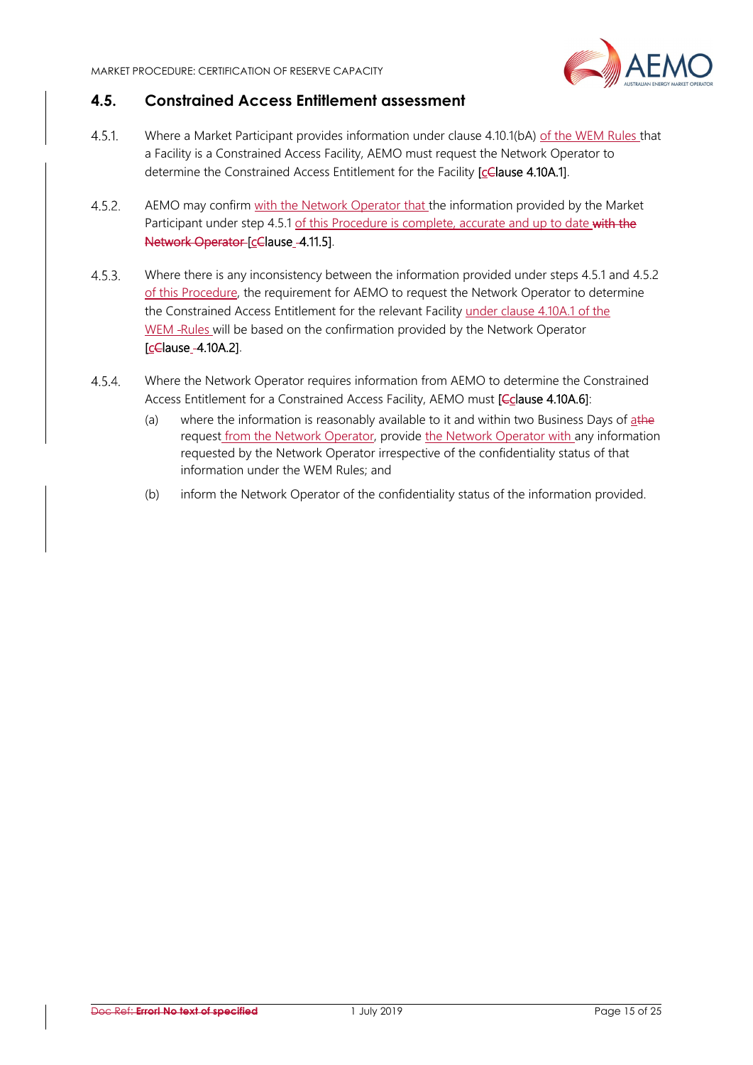## 4.5. Constrained Access Entitlement assessment

4.5.1. Where a Market Participant provides information under clause 4.10.1(bA) of the WEM Rules that a Facility is a Constrained Access Facility, AEMO must request the Network Operator to determine the Constrained Access Entitlement for the Facility [clause 4.10A.1].

4.5.2. AEMO may confirm with the Network Operator that the information provided by the Market Participant under step 4.5.1 of this Procedure is complete, accurate and up to date [clause 4.11.5].

4.5.3. Where there is any inconsistency between the information provided under steps 4.5.1 and 4.5.2 of this Procedure, the requirement for AEMO to request the Network Operator to determine the Constrained Access Entitlement for the relevant Facility under clause 4.10A.1 of the WEM Rules will be based on the confirmation provided by the Network Operator [clause 4.10A.2].

4.5.4. Where the Network Operator requires information from AEMO to determine the Constrained Access Entitlement for a Constrained Access Facility, AEMO must [clause 4.10A.6]:

(a) where the information is reasonably available to it and within two Business Days of a request from the Network Operator, provide the Network Operator with any information requested by the Network Operator irrespective of the confidentiality status of that information under the WEM Rules; and

(b) inform the Network Operator of the confidentiality status of the information provided.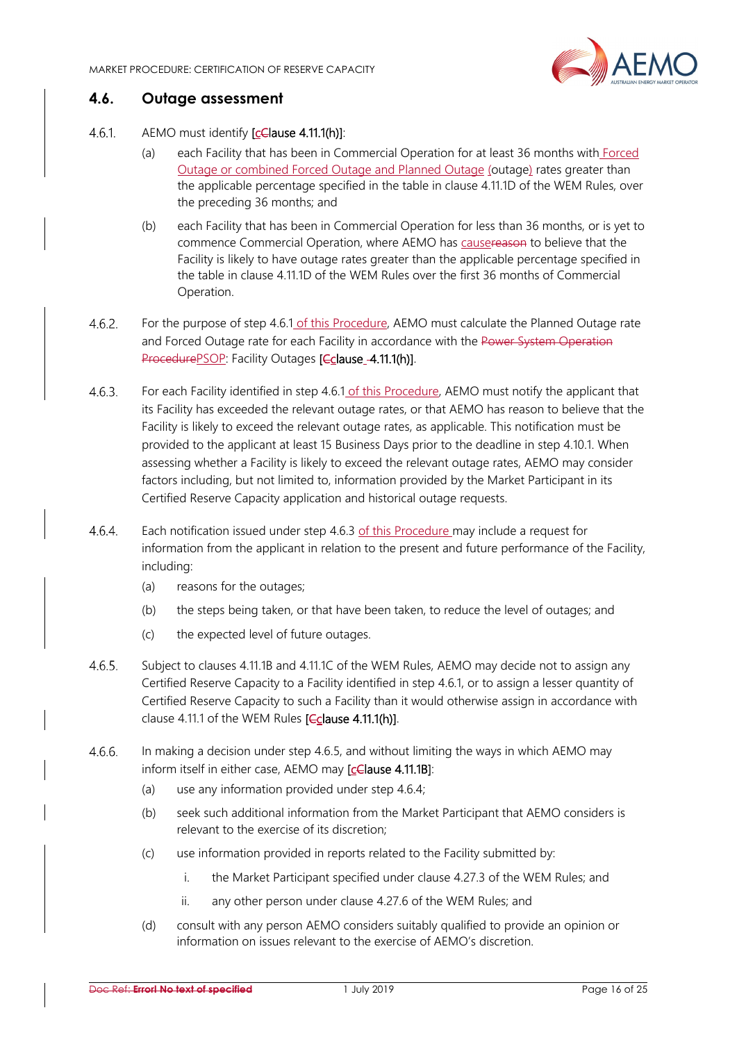## 4.6. Outage assessment

4.6.1. AEMO must identify [c~~C~~lause 4.11.1(h)]:

(a) each Facility that has been in Commercial Operation for at least 36 months with Forced Outage or combined Forced Outage and Planned Outage (outage) rates greater than the applicable percentage specified in the table in clause 4.11.1D of the WEM Rules, over the preceding 36 months; and

(b) each Facility that has been in Commercial Operation for less than 36 months, or is yet to commence Commercial Operation, where AEMO has cause~~reason~~ to believe that the Facility is likely to have outage rates greater than the applicable percentage specified in the table in clause 4.11.1D of the WEM Rules over the first 36 months of Commercial Operation.

4.6.2. For the purpose of step 4.6.1 of this Procedure, AEMO must calculate the Planned Outage rate and Forced Outage rate for each Facility in accordance with the ~~Power System Operation Procedure~~PSOP: Facility Outages [~~C~~clause 4.11.1(h)].

4.6.3. For each Facility identified in step 4.6.1 of this Procedure, AEMO must notify the applicant that its Facility has exceeded the relevant outage rates, or that AEMO has reason to believe that the Facility is likely to exceed the relevant outage rates, as applicable. This notification must be provided to the applicant at least 15 Business Days prior to the deadline in step 4.10.1. When assessing whether a Facility is likely to exceed the relevant outage rates, AEMO may consider factors including, but not limited to, information provided by the Market Participant in its Certified Reserve Capacity application and historical outage requests.

4.6.4. Each notification issued under step 4.6.3 of this Procedure may include a request for information from the applicant in relation to the present and future performance of the Facility, including:

(a) reasons for the outages;

(b) the steps being taken, or that have been taken, to reduce the level of outages; and

(c) the expected level of future outages.

4.6.5. Subject to clauses 4.11.1B and 4.11.1C of the WEM Rules, AEMO may decide not to assign any Certified Reserve Capacity to a Facility identified in step 4.6.1, or to assign a lesser quantity of Certified Reserve Capacity to such a Facility than it would otherwise assign in accordance with clause 4.11.1 of the WEM Rules [~~C~~clause 4.11.1(h)].

4.6.6. In making a decision under step 4.6.5, and without limiting the ways in which AEMO may inform itself in either case, AEMO may [c~~C~~lause 4.11.1B]:

(a) use any information provided under step 4.6.4;

(b) seek such additional information from the Market Participant that AEMO considers is relevant to the exercise of its discretion;

(c) use information provided in reports related to the Facility submitted by:

  i. the Market Participant specified under clause 4.27.3 of the WEM Rules; and

  ii. any other person under clause 4.27.6 of the WEM Rules; and

(d) consult with any person AEMO considers suitably qualified to provide an opinion or information on issues relevant to the exercise of AEMO's discretion.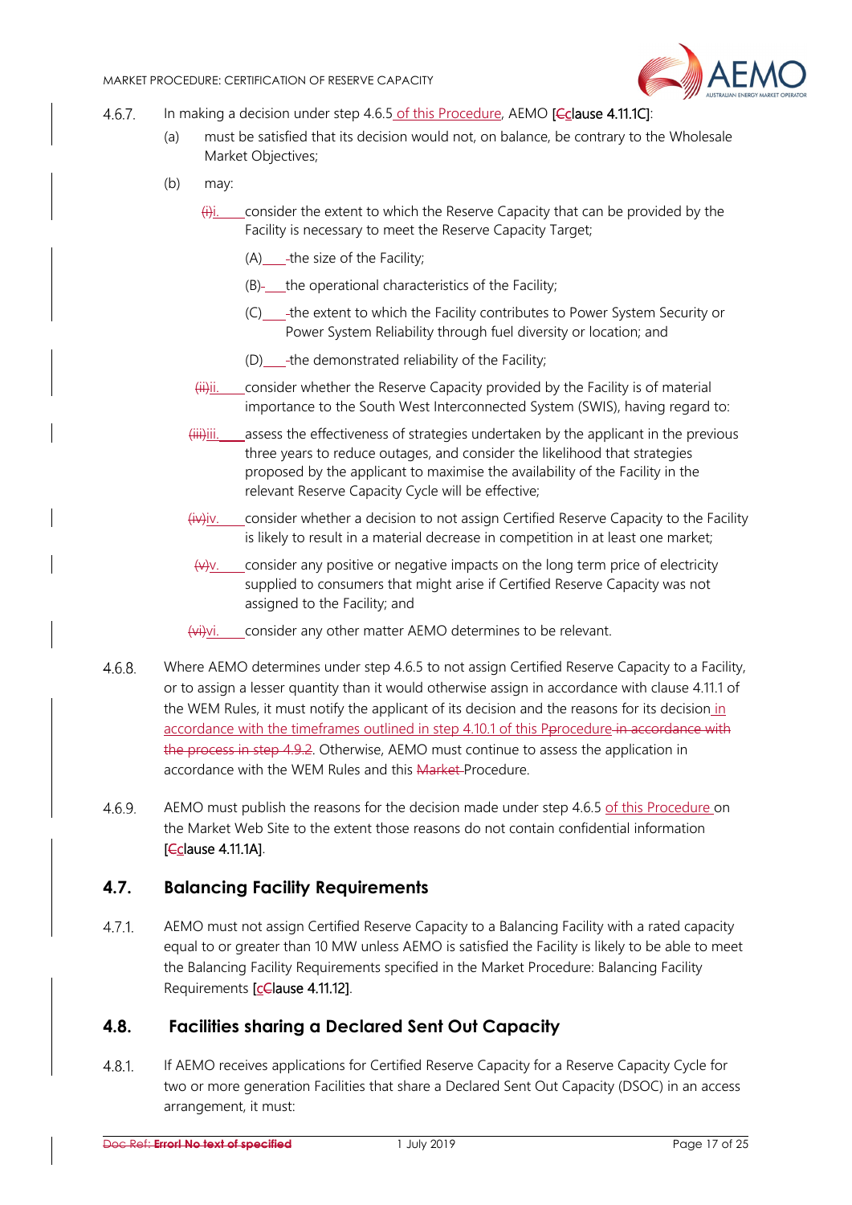4.6.7. In making a decision under step 4.6.5 of this Procedure, AEMO [clause 4.11.1C]:

(a) must be satisfied that its decision would not, on balance, be contrary to the Wholesale Market Objectives;

(b) may:

i. consider the extent to which the Reserve Capacity that can be provided by the Facility is necessary to meet the Reserve Capacity Target;

(A) the size of the Facility;

(B) the operational characteristics of the Facility;

(C) the extent to which the Facility contributes to Power System Security or Power System Reliability through fuel diversity or location; and

(D) the demonstrated reliability of the Facility;

ii. consider whether the Reserve Capacity provided by the Facility is of material importance to the South West Interconnected System (SWIS), having regard to:

iii. assess the effectiveness of strategies undertaken by the applicant in the previous three years to reduce outages, and consider the likelihood that strategies proposed by the applicant to maximise the availability of the Facility in the relevant Reserve Capacity Cycle will be effective;

iv. consider whether a decision to not assign Certified Reserve Capacity to the Facility is likely to result in a material decrease in competition in at least one market;

v. consider any positive or negative impacts on the long term price of electricity supplied to consumers that might arise if Certified Reserve Capacity was not assigned to the Facility; and

vi. consider any other matter AEMO determines to be relevant.

4.6.8. Where AEMO determines under step 4.6.5 to not assign Certified Reserve Capacity to a Facility, or to assign a lesser quantity than it would otherwise assign in accordance with clause 4.11.1 of the WEM Rules, it must notify the applicant of its decision and the reasons for its decision in accordance with the timeframes outlined in step 4.10.1 of this Procedure ~~in accordance with the process in step 4.9.2~~. Otherwise, AEMO must continue to assess the application in accordance with the WEM Rules and this Procedure.

4.6.9. AEMO must publish the reasons for the decision made under step 4.6.5 of this Procedure on the Market Web Site to the extent those reasons do not contain confidential information [clause 4.11.1A].

## 4.7. Balancing Facility Requirements

4.7.1. AEMO must not assign Certified Reserve Capacity to a Balancing Facility with a rated capacity equal to or greater than 10 MW unless AEMO is satisfied the Facility is likely to be able to meet the Balancing Facility Requirements specified in the Market Procedure: Balancing Facility Requirements [clause 4.11.12].

## 4.8. Facilities sharing a Declared Sent Out Capacity

4.8.1. If AEMO receives applications for Certified Reserve Capacity for a Reserve Capacity Cycle for two or more generation Facilities that share a Declared Sent Out Capacity (DSOC) in an access arrangement, it must: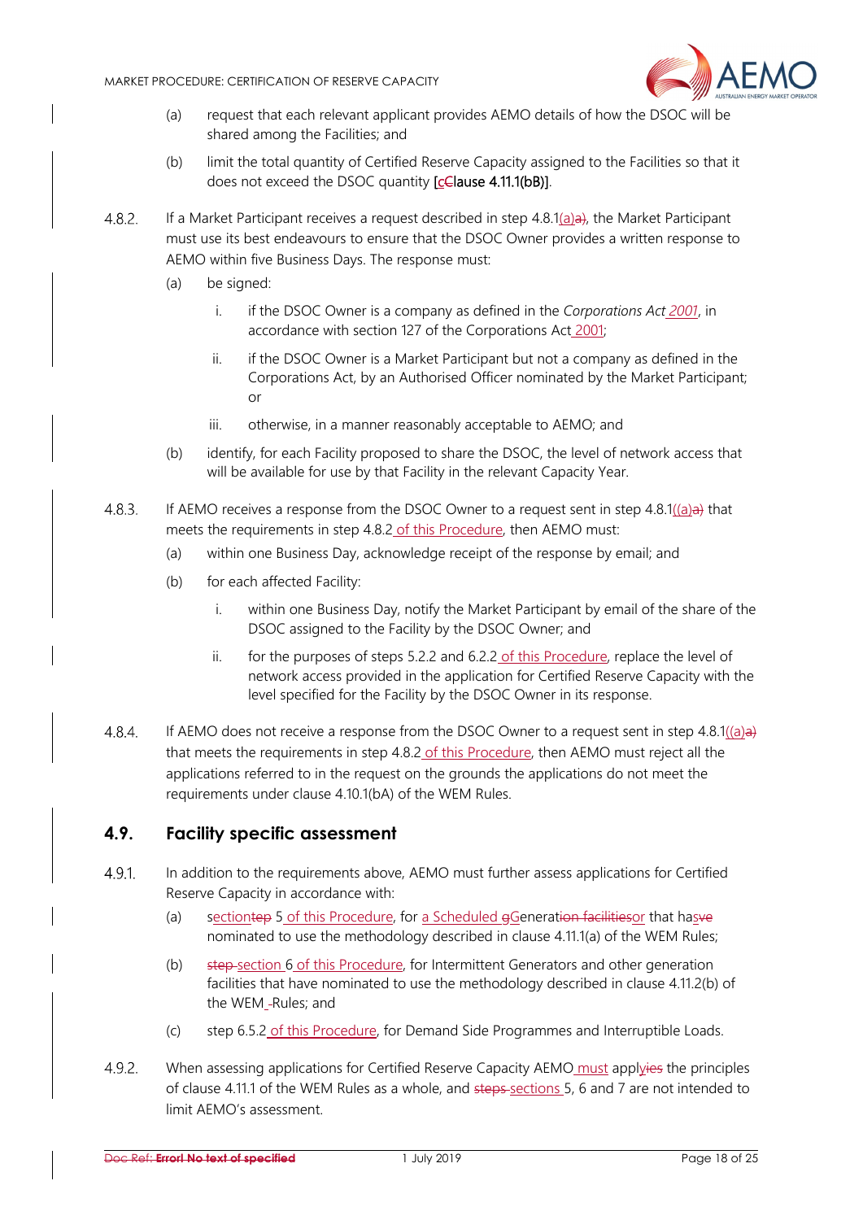(a) request that each relevant applicant provides AEMO details of how the DSOC will be shared among the Facilities; and

(b) limit the total quantity of Certified Reserve Capacity assigned to the Facilities so that it does not exceed the DSOC quantity [clause 4.11.1(bB)].

4.8.2. If a Market Participant receives a request described in step 4.8.1(a), the Market Participant must use its best endeavours to ensure that the DSOC Owner provides a written response to AEMO within five Business Days. The response must:

(a) be signed:

i. if the DSOC Owner is a company as defined in the *Corporations Act 2001*, in accordance with section 127 of the Corporations Act 2001;

ii. if the DSOC Owner is a Market Participant but not a company as defined in the Corporations Act, by an Authorised Officer nominated by the Market Participant; or

iii. otherwise, in a manner reasonably acceptable to AEMO; and

(b) identify, for each Facility proposed to share the DSOC, the level of network access that will be available for use by that Facility in the relevant Capacity Year.

4.8.3. If AEMO receives a response from the DSOC Owner to a request sent in step 4.8.1((a) that meets the requirements in step 4.8.2 of this Procedure, then AEMO must:

(a) within one Business Day, acknowledge receipt of the response by email; and

(b) for each affected Facility:

i. within one Business Day, notify the Market Participant by email of the share of the DSOC assigned to the Facility by the DSOC Owner; and

ii. for the purposes of steps 5.2.2 and 6.2.2 of this Procedure, replace the level of network access provided in the application for Certified Reserve Capacity with the level specified for the Facility by the DSOC Owner in its response.

4.8.4. If AEMO does not receive a response from the DSOC Owner to a request sent in step 4.8.1((a) that meets the requirements in step 4.8.2 of this Procedure, then AEMO must reject all the applications referred to in the request on the grounds the applications do not meet the requirements under clause 4.10.1(bA) of the WEM Rules.

## 4.9. Facility specific assessment

4.9.1. In addition to the requirements above, AEMO must further assess applications for Certified Reserve Capacity in accordance with:

(a) section 5 of this Procedure, for a Scheduled Generator that has nominated to use the methodology described in clause 4.11.1(a) of the WEM Rules;

(b) section 6 of this Procedure, for Intermittent Generators and other generation facilities that have nominated to use the methodology described in clause 4.11.2(b) of the WEM Rules; and

(c) step 6.5.2 of this Procedure, for Demand Side Programmes and Interruptible Loads.

4.9.2. When assessing applications for Certified Reserve Capacity AEMO must apply the principles of clause 4.11.1 of the WEM Rules as a whole, and sections 5, 6 and 7 are not intended to limit AEMO's assessment.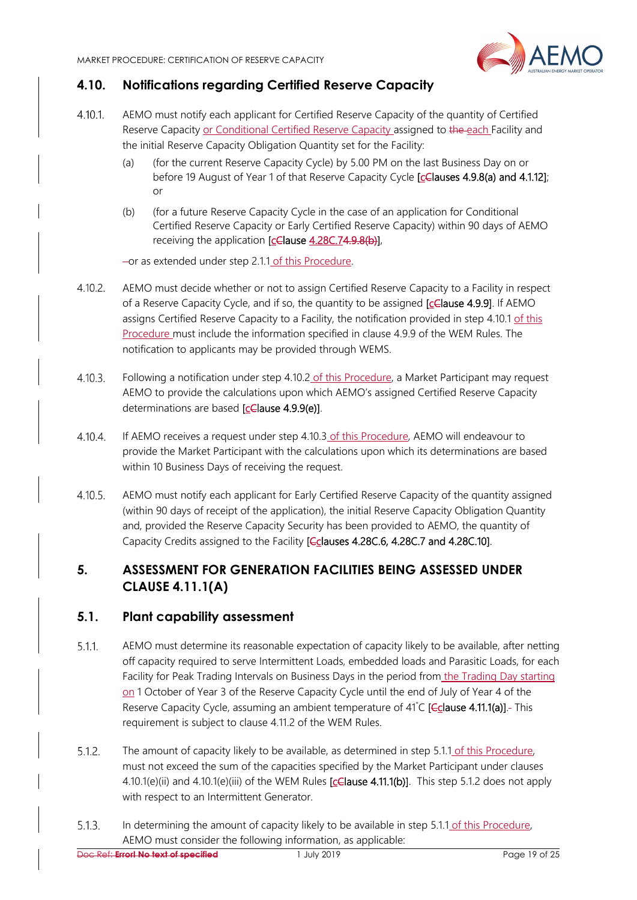## 4.10. Notifications regarding Certified Reserve Capacity

4.10.1. AEMO must notify each applicant for Certified Reserve Capacity of the quantity of Certified Reserve Capacity or Conditional Certified Reserve Capacity assigned to the each Facility and the initial Reserve Capacity Obligation Quantity set for the Facility:

(a) (for the current Reserve Capacity Cycle) by 5.00 PM on the last Business Day on or before 19 August of Year 1 of that Reserve Capacity Cycle [cClauses 4.9.8(a) and 4.1.12]; or

(b) (for a future Reserve Capacity Cycle in the case of an application for Conditional Certified Reserve Capacity or Early Certified Reserve Capacity) within 90 days of AEMO receiving the application [cClause 4.28C.74.9.8(b)],

–or as extended under step 2.1.1 of this Procedure.

4.10.2. AEMO must decide whether or not to assign Certified Reserve Capacity to a Facility in respect of a Reserve Capacity Cycle, and if so, the quantity to be assigned [cClause 4.9.9]. If AEMO assigns Certified Reserve Capacity to a Facility, the notification provided in step 4.10.1 of this Procedure must include the information specified in clause 4.9.9 of the WEM Rules. The notification to applicants may be provided through WEMS.

4.10.3. Following a notification under step 4.10.2 of this Procedure, a Market Participant may request AEMO to provide the calculations upon which AEMO's assigned Certified Reserve Capacity determinations are based [cClause 4.9.9(e)].

4.10.4. If AEMO receives a request under step 4.10.3 of this Procedure, AEMO will endeavour to provide the Market Participant with the calculations upon which its determinations are based within 10 Business Days of receiving the request.

4.10.5. AEMO must notify each applicant for Early Certified Reserve Capacity of the quantity assigned (within 90 days of receipt of the application), the initial Reserve Capacity Obligation Quantity and, provided the Reserve Capacity Security has been provided to AEMO, the quantity of Capacity Credits assigned to the Facility [Cclauses 4.28C.6, 4.28C.7 and 4.28C.10].

# 5. ASSESSMENT FOR GENERATION FACILITIES BEING ASSESSED UNDER CLAUSE 4.11.1(A)

## 5.1. Plant capability assessment

5.1.1. AEMO must determine its reasonable expectation of capacity likely to be available, after netting off capacity required to serve Intermittent Loads, embedded loads and Parasitic Loads, for each Facility for Peak Trading Intervals on Business Days in the period from the Trading Day starting on 1 October of Year 3 of the Reserve Capacity Cycle until the end of July of Year 4 of the Reserve Capacity Cycle, assuming an ambient temperature of 41˚C [Cclause 4.11.1(a)].- This requirement is subject to clause 4.11.2 of the WEM Rules.

5.1.2. The amount of capacity likely to be available, as determined in step 5.1.1 of this Procedure, must not exceed the sum of the capacities specified by the Market Participant under clauses 4.10.1(e)(ii) and 4.10.1(e)(iii) of the WEM Rules [cClause 4.11.1(b)]. This step 5.1.2 does not apply with respect to an Intermittent Generator.

5.1.3. In determining the amount of capacity likely to be available in step 5.1.1 of this Procedure, AEMO must consider the following information, as applicable: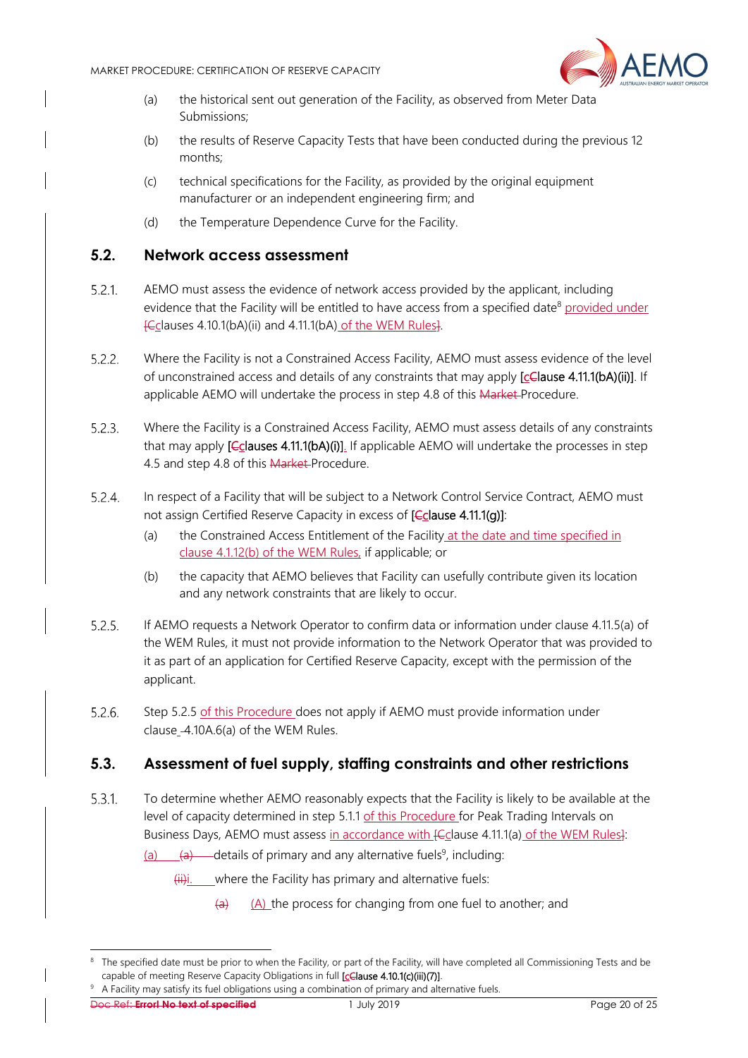(a) the historical sent out generation of the Facility, as observed from Meter Data Submissions;

(b) the results of Reserve Capacity Tests that have been conducted during the previous 12 months;

(c) technical specifications for the Facility, as provided by the original equipment manufacturer or an independent engineering firm; and

(d) the Temperature Dependence Curve for the Facility.

## 5.2. Network access assessment

5.2.1. AEMO must assess the evidence of network access provided by the applicant, including evidence that the Facility will be entitled to have access from a specified date[8] provided under [Cclauses 4.10.1(bA)(ii) and 4.11.1(bA) of the WEM Rules].

5.2.2. Where the Facility is not a Constrained Access Facility, AEMO must assess evidence of the level of unconstrained access and details of any constraints that may apply [cClause 4.11.1(bA)(ii)]. If applicable AEMO will undertake the process in step 4.8 of this Market Procedure.

5.2.3. Where the Facility is a Constrained Access Facility, AEMO must assess details of any constraints that may apply [Cclauses 4.11.1(bA)(i)]. If applicable AEMO will undertake the processes in step 4.5 and step 4.8 of this Market Procedure.

5.2.4. In respect of a Facility that will be subject to a Network Control Service Contract, AEMO must not assign Certified Reserve Capacity in excess of [Cclause 4.11.1(g)]:

(a) the Constrained Access Entitlement of the Facility at the date and time specified in clause 4.1.12(b) of the WEM Rules, if applicable; or

(b) the capacity that AEMO believes that Facility can usefully contribute given its location and any network constraints that are likely to occur.

5.2.5. If AEMO requests a Network Operator to confirm data or information under clause 4.11.5(a) of the WEM Rules, it must not provide information to the Network Operator that was provided to it as part of an application for Certified Reserve Capacity, except with the permission of the applicant.

5.2.6. Step 5.2.5 of this Procedure does not apply if AEMO must provide information under clause 4.10A.6(a) of the WEM Rules.

## 5.3. Assessment of fuel supply, staffing constraints and other restrictions

5.3.1. To determine whether AEMO reasonably expects that the Facility is likely to be available at the level of capacity determined in step 5.1.1 of this Procedure for Peak Trading Intervals on Business Days, AEMO must assess in accordance with [Cclause 4.11.1(a) of the WEM Rules]:

(a) (a) details of primary and any alternative fuels[9], including:

(ii)i. where the Facility has primary and alternative fuels:

(a) (A) the process for changing from one fuel to another; and

---

[8] The specified date must be prior to when the Facility, or part of the Facility, will have completed all Commissioning Tests and be capable of meeting Reserve Capacity Obligations in full [cClause 4.10.1(c)(iii)(7)].

[9] A Facility may satisfy its fuel obligations using a combination of primary and alternative fuels.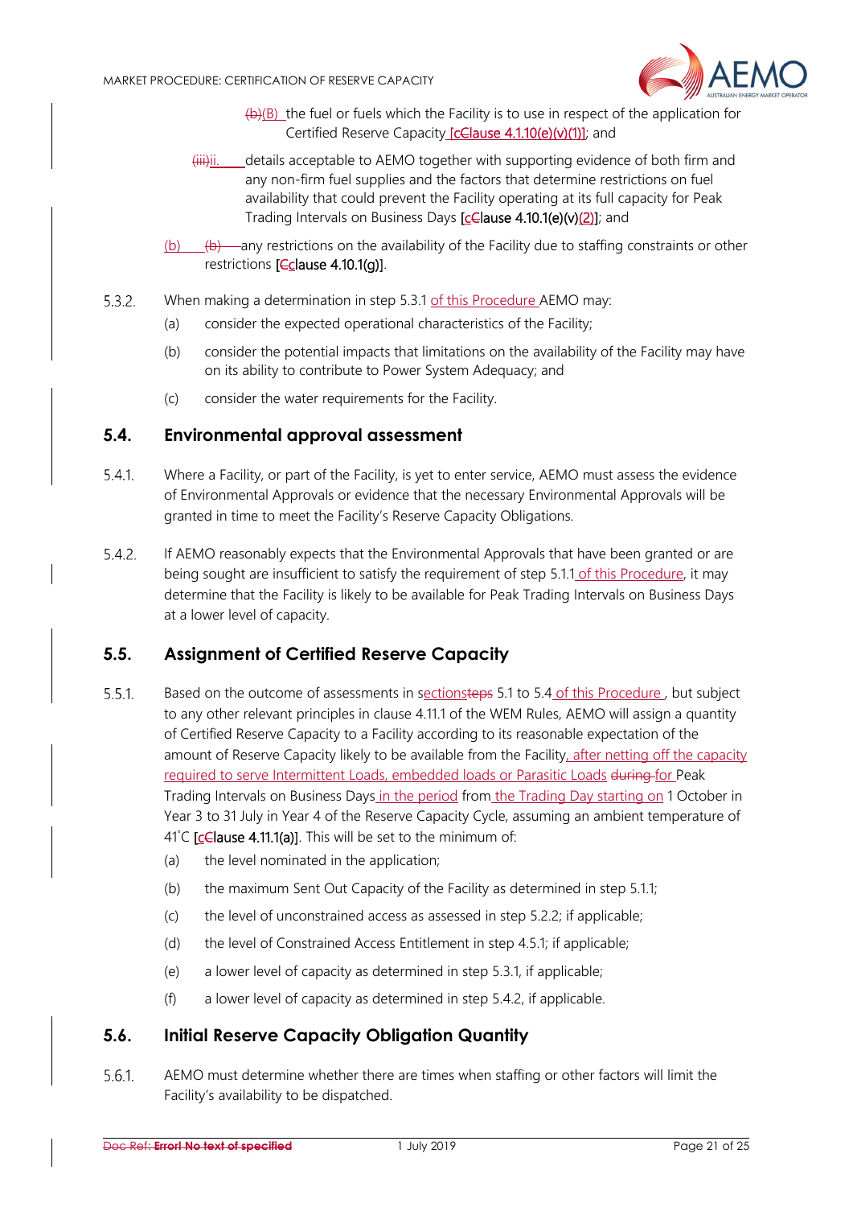(b)(B) the fuel or fuels which the Facility is to use in respect of the application for Certified Reserve Capacity [cClause 4.1.10(e)(v)(1)]; and

(iii)ii. details acceptable to AEMO together with supporting evidence of both firm and any non-firm fuel supplies and the factors that determine restrictions on fuel availability that could prevent the Facility operating at its full capacity for Peak Trading Intervals on Business Days [cClause 4.10.1(e)(v)(2)]; and

(b) (b) any restrictions on the availability of the Facility due to staffing constraints or other restrictions [Cclause 4.10.1(g)].

5.3.2. When making a determination in step 5.3.1 of this Procedure AEMO may:

(a) consider the expected operational characteristics of the Facility;

(b) consider the potential impacts that limitations on the availability of the Facility may have on its ability to contribute to Power System Adequacy; and

(c) consider the water requirements for the Facility.

## 5.4. Environmental approval assessment

5.4.1. Where a Facility, or part of the Facility, is yet to enter service, AEMO must assess the evidence of Environmental Approvals or evidence that the necessary Environmental Approvals will be granted in time to meet the Facility's Reserve Capacity Obligations.

5.4.2. If AEMO reasonably expects that the Environmental Approvals that have been granted or are being sought are insufficient to satisfy the requirement of step 5.1.1 of this Procedure, it may determine that the Facility is likely to be available for Peak Trading Intervals on Business Days at a lower level of capacity.

## 5.5. Assignment of Certified Reserve Capacity

5.5.1. Based on the outcome of assessments in sectionssteps 5.1 to 5.4 of this Procedure , but subject to any other relevant principles in clause 4.11.1 of the WEM Rules, AEMO will assign a quantity of Certified Reserve Capacity to a Facility according to its reasonable expectation of the amount of Reserve Capacity likely to be available from the Facility, after netting off the capacity required to serve Intermittent Loads, embedded loads or Parasitic Loads during for Peak Trading Intervals on Business Days in the period from the Trading Day starting on 1 October in Year 3 to 31 July in Year 4 of the Reserve Capacity Cycle, assuming an ambient temperature of 41˚C [cClause 4.11.1(a)]. This will be set to the minimum of:

(a) the level nominated in the application;

(b) the maximum Sent Out Capacity of the Facility as determined in step 5.1.1;

(c) the level of unconstrained access as assessed in step 5.2.2; if applicable;

(d) the level of Constrained Access Entitlement in step 4.5.1; if applicable;

(e) a lower level of capacity as determined in step 5.3.1, if applicable;

(f) a lower level of capacity as determined in step 5.4.2, if applicable.

## 5.6. Initial Reserve Capacity Obligation Quantity

5.6.1. AEMO must determine whether there are times when staffing or other factors will limit the Facility's availability to be dispatched.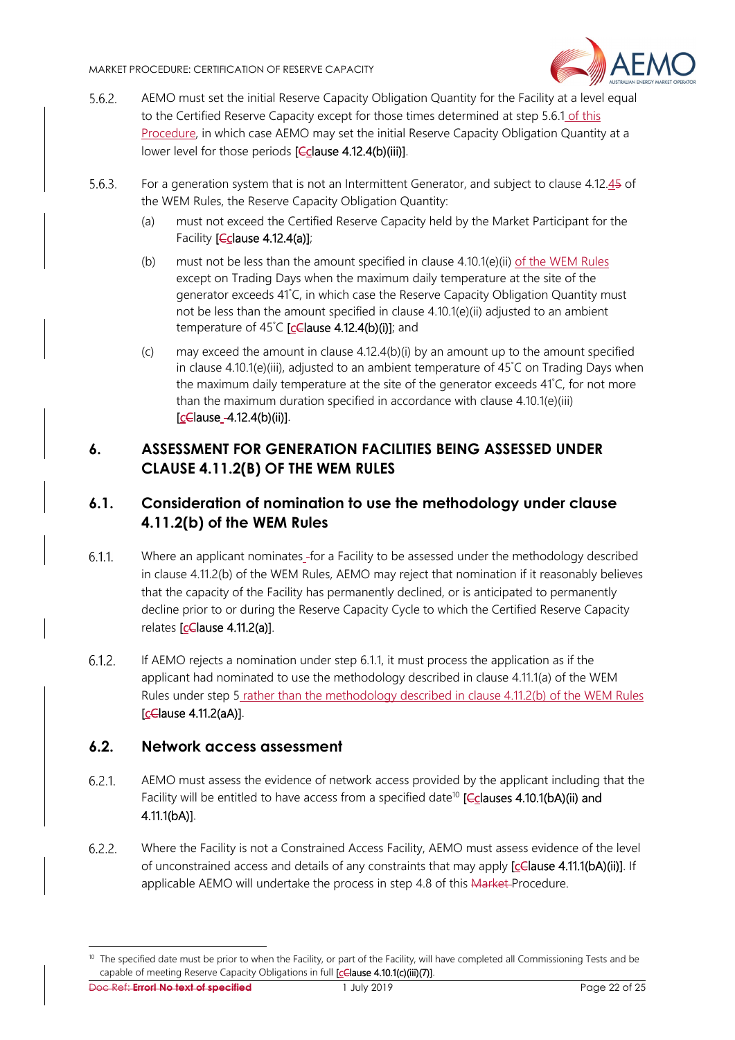5.6.2. AEMO must set the initial Reserve Capacity Obligation Quantity for the Facility at a level equal to the Certified Reserve Capacity except for those times determined at step 5.6.1 of this Procedure, in which case AEMO may set the initial Reserve Capacity Obligation Quantity at a lower level for those periods [Cclause 4.12.4(b)(iii)].

5.6.3. For a generation system that is not an Intermittent Generator, and subject to clause 4.12.45 of the WEM Rules, the Reserve Capacity Obligation Quantity:

(a) must not exceed the Certified Reserve Capacity held by the Market Participant for the Facility [Cclause 4.12.4(a)];

(b) must not be less than the amount specified in clause 4.10.1(e)(ii) of the WEM Rules except on Trading Days when the maximum daily temperature at the site of the generator exceeds 41˚C, in which case the Reserve Capacity Obligation Quantity must not be less than the amount specified in clause 4.10.1(e)(ii) adjusted to an ambient temperature of 45˚C [cClause 4.12.4(b)(i)]; and

(c) may exceed the amount in clause 4.12.4(b)(i) by an amount up to the amount specified in clause 4.10.1(e)(iii), adjusted to an ambient temperature of 45˚C on Trading Days when the maximum daily temperature at the site of the generator exceeds 41˚C, for not more than the maximum duration specified in accordance with clause 4.10.1(e)(iii) [cClause -4.12.4(b)(ii)].

# 6. ASSESSMENT FOR GENERATION FACILITIES BEING ASSESSED UNDER CLAUSE 4.11.2(B) OF THE WEM RULES

## 6.1. Consideration of nomination to use the methodology under clause 4.11.2(b) of the WEM Rules

6.1.1. Where an applicant nominates -for a Facility to be assessed under the methodology described in clause 4.11.2(b) of the WEM Rules, AEMO may reject that nomination if it reasonably believes that the capacity of the Facility has permanently declined, or is anticipated to permanently decline prior to or during the Reserve Capacity Cycle to which the Certified Reserve Capacity relates [cClause 4.11.2(a)].

6.1.2. If AEMO rejects a nomination under step 6.1.1, it must process the application as if the applicant had nominated to use the methodology described in clause 4.11.1(a) of the WEM Rules under step 5 rather than the methodology described in clause 4.11.2(b) of the WEM Rules [cClause 4.11.2(aA)].

## 6.2. Network access assessment

6.2.1. AEMO must assess the evidence of network access provided by the applicant including that the Facility will be entitled to have access from a specified date[10] [Cclauses 4.10.1(bA)(ii) and 4.11.1(bA)].

6.2.2. Where the Facility is not a Constrained Access Facility, AEMO must assess evidence of the level of unconstrained access and details of any constraints that may apply [cClause 4.11.1(bA)(ii)]. If applicable AEMO will undertake the process in step 4.8 of this Market Procedure.

[10] The specified date must be prior to when the Facility, or part of the Facility, will have completed all Commissioning Tests and be capable of meeting Reserve Capacity Obligations in full [cClause 4.10.1(c)(iii)(7)].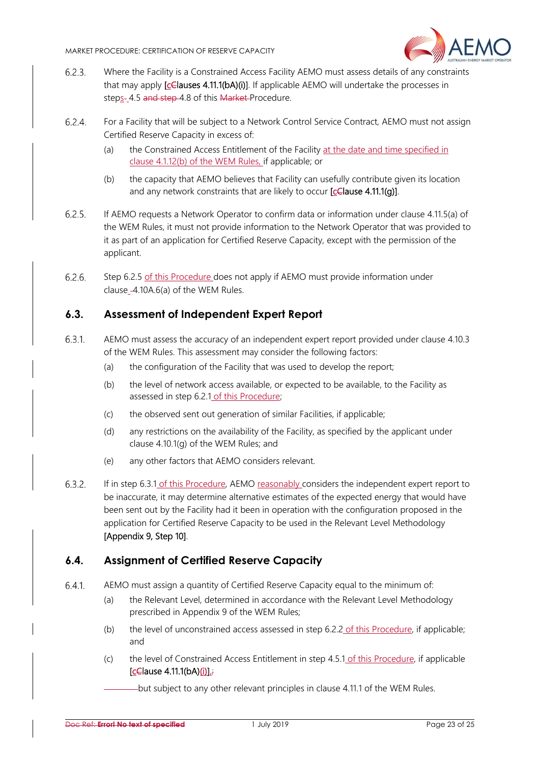6.2.3. Where the Facility is a Constrained Access Facility AEMO must assess details of any constraints that may apply [cClauses 4.11.1(bA)(i)]. If applicable AEMO will undertake the processes in steps- 4.5 and step 4.8 of this Market Procedure.

6.2.4. For a Facility that will be subject to a Network Control Service Contract, AEMO must not assign Certified Reserve Capacity in excess of:

(a) the Constrained Access Entitlement of the Facility at the date and time specified in clause 4.1.12(b) of the WEM Rules, if applicable; or

(b) the capacity that AEMO believes that Facility can usefully contribute given its location and any network constraints that are likely to occur [cClause 4.11.1(g)].

6.2.5. If AEMO requests a Network Operator to confirm data or information under clause 4.11.5(a) of the WEM Rules, it must not provide information to the Network Operator that was provided to it as part of an application for Certified Reserve Capacity, except with the permission of the applicant.

6.2.6. Step 6.2.5 of this Procedure does not apply if AEMO must provide information under clause -4.10A.6(a) of the WEM Rules.

## 6.3. Assessment of Independent Expert Report

6.3.1. AEMO must assess the accuracy of an independent expert report provided under clause 4.10.3 of the WEM Rules. This assessment may consider the following factors:

(a) the configuration of the Facility that was used to develop the report;

(b) the level of network access available, or expected to be available, to the Facility as assessed in step 6.2.1 of this Procedure;

(c) the observed sent out generation of similar Facilities, if applicable;

(d) any restrictions on the availability of the Facility, as specified by the applicant under clause 4.10.1(g) of the WEM Rules; and

(e) any other factors that AEMO considers relevant.

6.3.2. If in step 6.3.1 of this Procedure, AEMO reasonably considers the independent expert report to be inaccurate, it may determine alternative estimates of the expected energy that would have been sent out by the Facility had it been in operation with the configuration proposed in the application for Certified Reserve Capacity to be used in the Relevant Level Methodology [Appendix 9, Step 10].

## 6.4. Assignment of Certified Reserve Capacity

6.4.1. AEMO must assign a quantity of Certified Reserve Capacity equal to the minimum of:

(a) the Relevant Level, determined in accordance with the Relevant Level Methodology prescribed in Appendix 9 of the WEM Rules;

(b) the level of unconstrained access assessed in step 6.2.2 of this Procedure, if applicable; and

(c) the level of Constrained Access Entitlement in step 4.5.1 of this Procedure, if applicable [cClause 4.11.1(bA)(i)].;

but subject to any other relevant principles in clause 4.11.1 of the WEM Rules.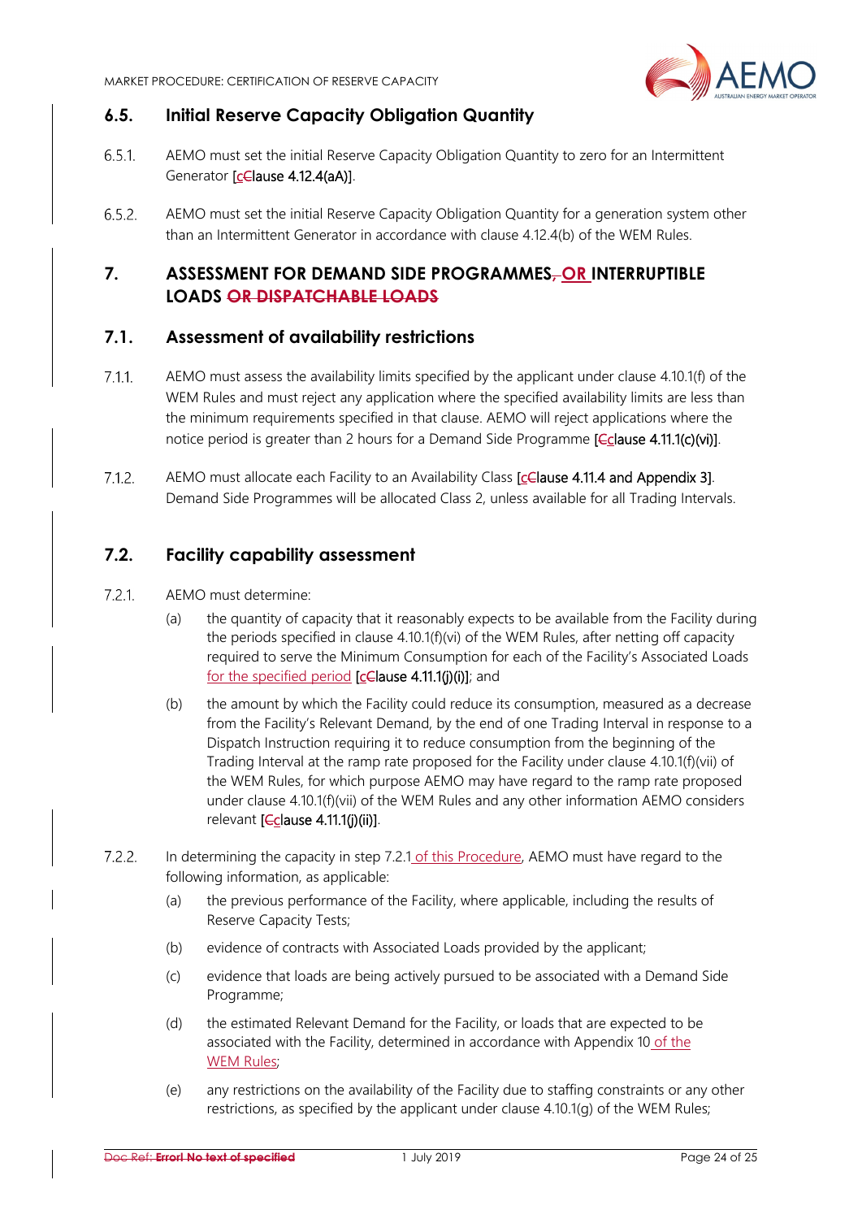## 6.5. Initial Reserve Capacity Obligation Quantity

6.5.1. AEMO must set the initial Reserve Capacity Obligation Quantity to zero for an Intermittent Generator [cClause 4.12.4(aA)].

6.5.2. AEMO must set the initial Reserve Capacity Obligation Quantity for a generation system other than an Intermittent Generator in accordance with clause 4.12.4(b) of the WEM Rules.

# 7. ASSESSMENT FOR DEMAND SIDE PROGRAMMES, OR INTERRUPTIBLE LOADS ~~OR DISPATCHABLE LOADS~~

## 7.1. Assessment of availability restrictions

7.1.1. AEMO must assess the availability limits specified by the applicant under clause 4.10.1(f) of the WEM Rules and must reject any application where the specified availability limits are less than the minimum requirements specified in that clause. AEMO will reject applications where the notice period is greater than 2 hours for a Demand Side Programme [Cclause 4.11.1(c)(vi)].

7.1.2. AEMO must allocate each Facility to an Availability Class [cClause 4.11.4 and Appendix 3]. Demand Side Programmes will be allocated Class 2, unless available for all Trading Intervals.

## 7.2. Facility capability assessment

7.2.1. AEMO must determine:

(a) the quantity of capacity that it reasonably expects to be available from the Facility during the periods specified in clause 4.10.1(f)(vi) of the WEM Rules, after netting off capacity required to serve the Minimum Consumption for each of the Facility's Associated Loads for the specified period [cClause 4.11.1(j)(i)]; and

(b) the amount by which the Facility could reduce its consumption, measured as a decrease from the Facility's Relevant Demand, by the end of one Trading Interval in response to a Dispatch Instruction requiring it to reduce consumption from the beginning of the Trading Interval at the ramp rate proposed for the Facility under clause 4.10.1(f)(vii) of the WEM Rules, for which purpose AEMO may have regard to the ramp rate proposed under clause 4.10.1(f)(vii) of the WEM Rules and any other information AEMO considers relevant [Cclause 4.11.1(j)(ii)].

7.2.2. In determining the capacity in step 7.2.1 of this Procedure, AEMO must have regard to the following information, as applicable:

(a) the previous performance of the Facility, where applicable, including the results of Reserve Capacity Tests;

(b) evidence of contracts with Associated Loads provided by the applicant;

(c) evidence that loads are being actively pursued to be associated with a Demand Side Programme;

(d) the estimated Relevant Demand for the Facility, or loads that are expected to be associated with the Facility, determined in accordance with Appendix 10 of the WEM Rules;

(e) any restrictions on the availability of the Facility due to staffing constraints or any other restrictions, as specified by the applicant under clause 4.10.1(g) of the WEM Rules;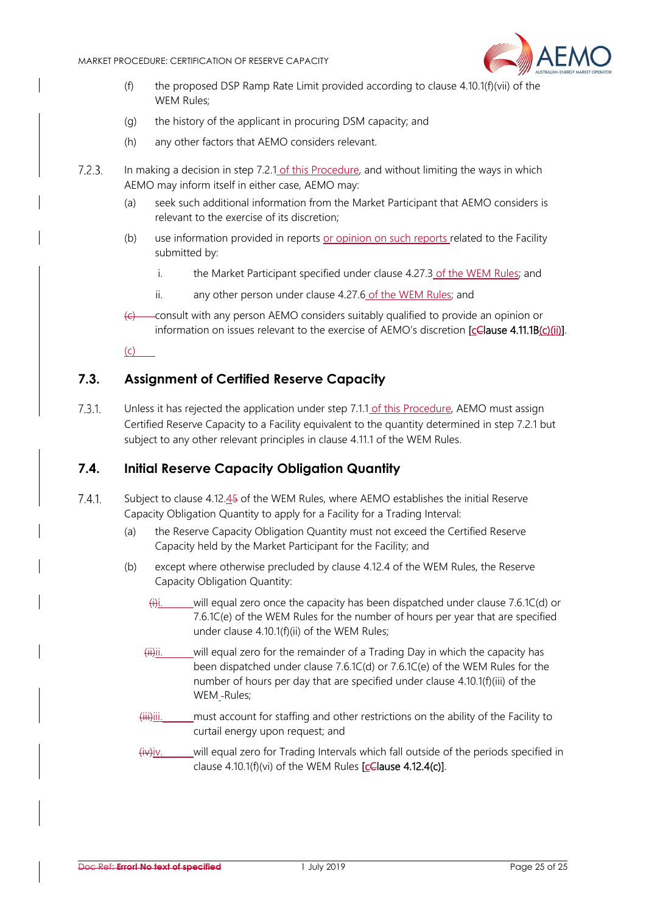(f) the proposed DSP Ramp Rate Limit provided according to clause 4.10.1(f)(vii) of the WEM Rules;

(g) the history of the applicant in procuring DSM capacity; and

(h) any other factors that AEMO considers relevant.

7.2.3. In making a decision in step 7.2.1 of this Procedure, and without limiting the ways in which AEMO may inform itself in either case, AEMO may:

(a) seek such additional information from the Market Participant that AEMO considers is relevant to the exercise of its discretion;

(b) use information provided in reports or opinion on such reports related to the Facility submitted by:

i. the Market Participant specified under clause 4.27.3 of the WEM Rules; and

ii. any other person under clause 4.27.6 of the WEM Rules; and

(c) consult with any person AEMO considers suitably qualified to provide an opinion or information on issues relevant to the exercise of AEMO's discretion [clause 4.11.1B(c)(ii)].

## 7.3. Assignment of Certified Reserve Capacity

7.3.1. Unless it has rejected the application under step 7.1.1 of this Procedure, AEMO must assign Certified Reserve Capacity to a Facility equivalent to the quantity determined in step 7.2.1 but subject to any other relevant principles in clause 4.11.1 of the WEM Rules.

## 7.4. Initial Reserve Capacity Obligation Quantity

7.4.1. Subject to clause 4.12.4 of the WEM Rules, where AEMO establishes the initial Reserve Capacity Obligation Quantity to apply for a Facility for a Trading Interval:

(a) the Reserve Capacity Obligation Quantity must not exceed the Certified Reserve Capacity held by the Market Participant for the Facility; and

(b) except where otherwise precluded by clause 4.12.4 of the WEM Rules, the Reserve Capacity Obligation Quantity:

i. will equal zero once the capacity has been dispatched under clause 7.6.1C(d) or 7.6.1C(e) of the WEM Rules for the number of hours per year that are specified under clause 4.10.1(f)(ii) of the WEM Rules;

ii. will equal zero for the remainder of a Trading Day in which the capacity has been dispatched under clause 7.6.1C(d) or 7.6.1C(e) of the WEM Rules for the number of hours per day that are specified under clause 4.10.1(f)(iii) of the WEM Rules;

iii. must account for staffing and other restrictions on the ability of the Facility to curtail energy upon request; and

iv. will equal zero for Trading Intervals which fall outside of the periods specified in clause 4.10.1(f)(vi) of the WEM Rules [clause 4.12.4(c)].